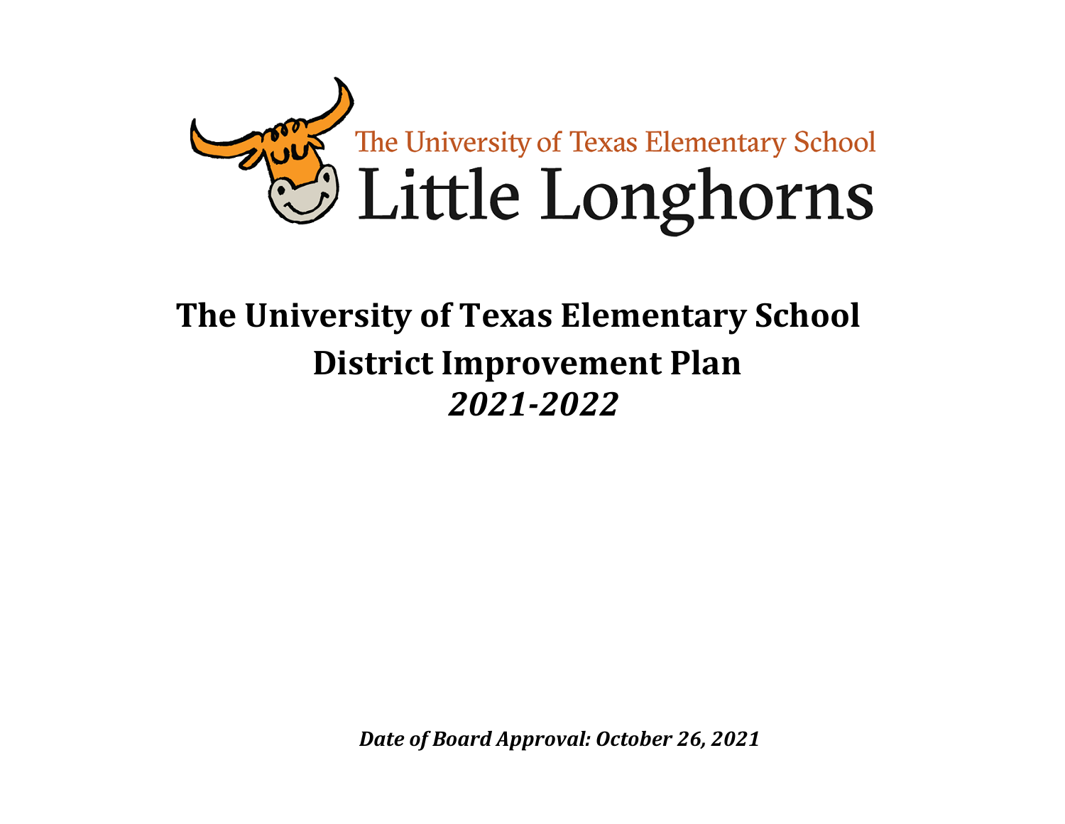The University of Texas Elementary School

Little Longhorns

# The University of Texas Elementary School

## District Improvement Plan

## *2021-2022*

***Date of Board Approval: October 26, 2021***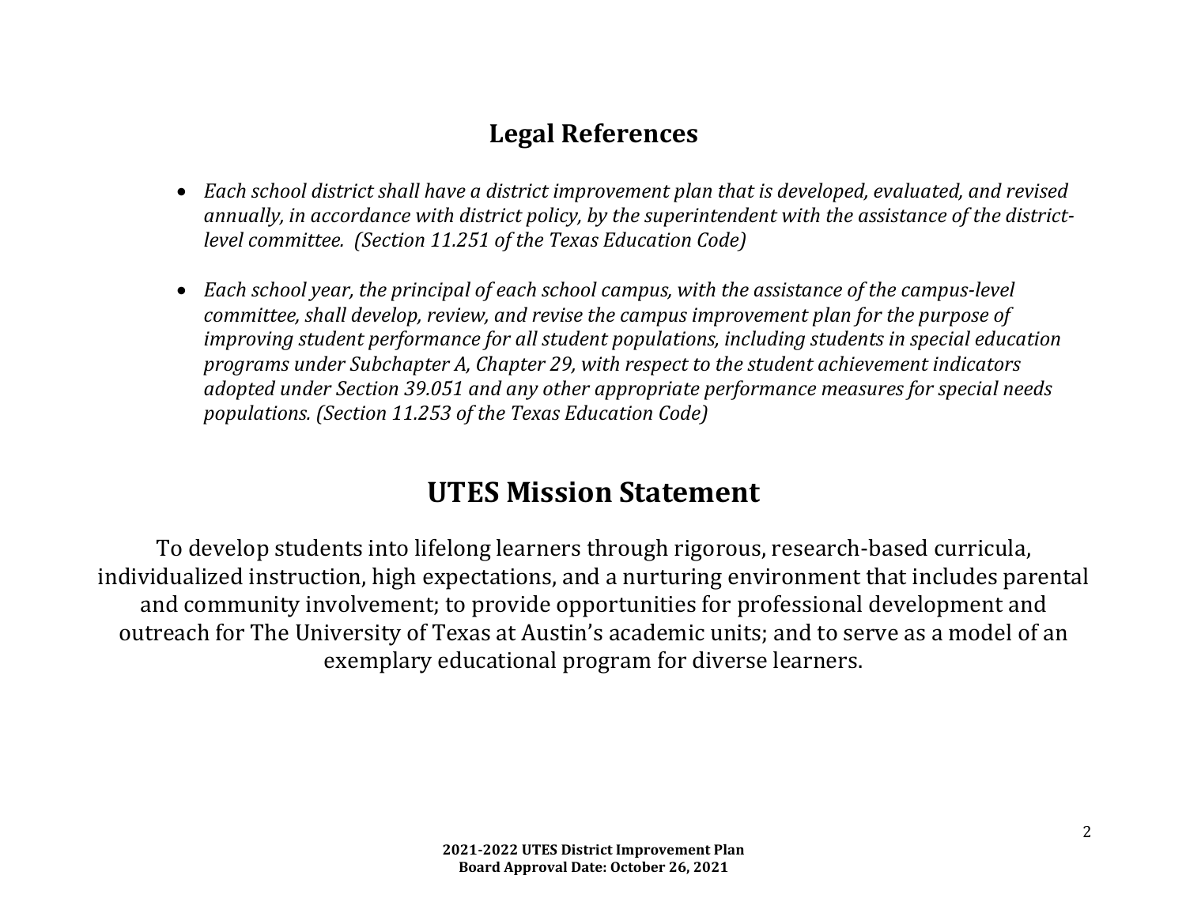## Legal References

- *Each school district shall have a district improvement plan that is developed, evaluated, and revised annually, in accordance with district policy, by the superintendent with the assistance of the district-level committee. (Section 11.251 of the Texas Education Code)*

- *Each school year, the principal of each school campus, with the assistance of the campus-level committee, shall develop, review, and revise the campus improvement plan for the purpose of improving student performance for all student populations, including students in special education programs under Subchapter A, Chapter 29, with respect to the student achievement indicators adopted under Section 39.051 and any other appropriate performance measures for special needs populations. (Section 11.253 of the Texas Education Code)*

# UTES Mission Statement

To develop students into lifelong learners through rigorous, research-based curricula, individualized instruction, high expectations, and a nurturing environment that includes parental and community involvement; to provide opportunities for professional development and outreach for The University of Texas at Austin's academic units; and to serve as a model of an exemplary educational program for diverse learners.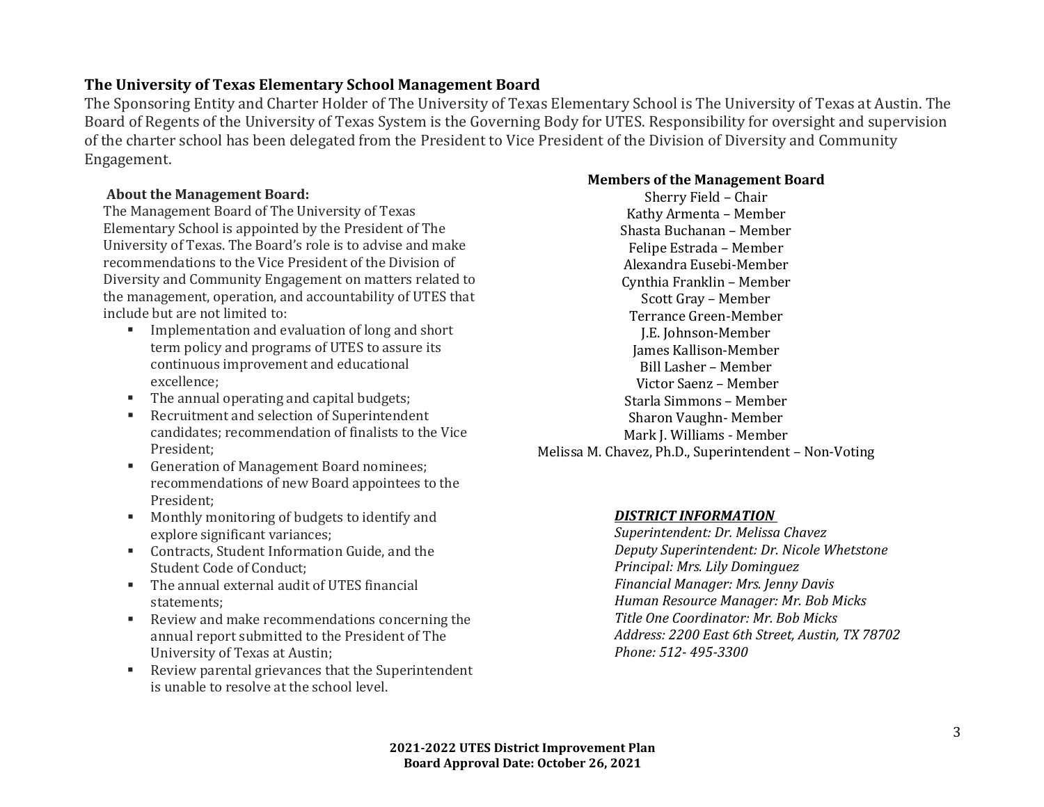## The University of Texas Elementary School Management Board

The Sponsoring Entity and Charter Holder of The University of Texas Elementary School is The University of Texas at Austin. The Board of Regents of the University of Texas System is the Governing Body for UTES. Responsibility for oversight and supervision of the charter school has been delegated from the President to Vice President of the Division of Diversity and Community Engagement.

### About the Management Board:

The Management Board of The University of Texas Elementary School is appointed by the President of The University of Texas. The Board's role is to advise and make recommendations to the Vice President of the Division of Diversity and Community Engagement on matters related to the management, operation, and accountability of UTES that include but are not limited to:

- Implementation and evaluation of long and short term policy and programs of UTES to assure its continuous improvement and educational excellence;
- The annual operating and capital budgets;
- Recruitment and selection of Superintendent candidates; recommendation of finalists to the Vice President;
- Generation of Management Board nominees; recommendations of new Board appointees to the President;
- Monthly monitoring of budgets to identify and explore significant variances;
- Contracts, Student Information Guide, and the Student Code of Conduct;
- The annual external audit of UTES financial statements;
- Review and make recommendations concerning the annual report submitted to the President of The University of Texas at Austin;
- Review parental grievances that the Superintendent is unable to resolve at the school level.

### Members of the Management Board

Sherry Field – Chair
Kathy Armenta – Member
Shasta Buchanan – Member
Felipe Estrada – Member
Alexandra Eusebi-Member
Cynthia Franklin – Member
Scott Gray – Member
Terrance Green-Member
J.E. Johnson-Member
James Kallison-Member
Bill Lasher – Member
Victor Saenz – Member
Starla Simmons – Member
Sharon Vaughn- Member
Mark J. Williams - Member
Melissa M. Chavez, Ph.D., Superintendent – Non-Voting

***DISTRICT INFORMATION***

*Superintendent: Dr. Melissa Chavez*
*Deputy Superintendent: Dr. Nicole Whetstone*
*Principal: Mrs. Lily Dominguez*
*Financial Manager: Mrs. Jenny Davis*
*Human Resource Manager: Mr. Bob Micks*
*Title One Coordinator: Mr. Bob Micks*
*Address: 2200 East 6th Street, Austin, TX 78702*
*Phone: 512- 495-3300*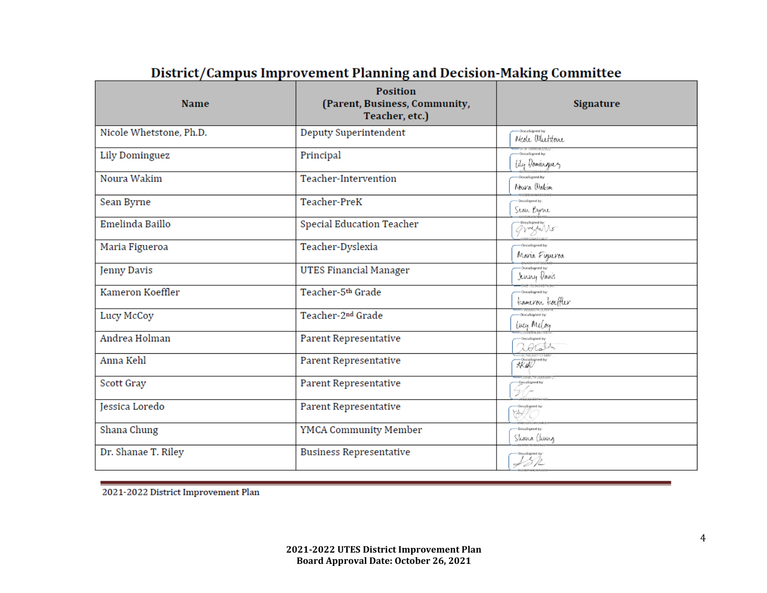## District/Campus Improvement Planning and Decision-Making Committee

| Name | Position (Parent, Business, Community, Teacher, etc.) | Signature |
|---|---|---|
| Nicole Whetstone, Ph.D. | Deputy Superintendent | DocuSigned by: Nicole Whetstone |
| Lily Dominguez | Principal | DocuSigned by: Lily Dominguez |
| Noura Wakim | Teacher-Intervention | DocuSigned by: Noura Wakim |
| Sean Byrne | Teacher-PreK | DocuSigned by: Sean Byrne |
| Emelinda Baillo | Special Education Teacher | DocuSigned by: |
| Maria Figueroa | Teacher-Dyslexia | DocuSigned by: Maria Figueroa |
| Jenny Davis | UTES Financial Manager | DocuSigned by: Jenny Davis |
| Kameron Koeffler | Teacher-5th Grade | DocuSigned by: Kameron Koeffler |
| Lucy McCoy | Teacher-2nd Grade | DocuSigned by: Lucy McCoy |
| Andrea Holman | Parent Representative | DocuSigned by: |
| Anna Kehl | Parent Representative | DocuSigned by: |
| Scott Gray | Parent Representative | DocuSigned by: |
| Jessica Loredo | Parent Representative | DocuSigned by: |
| Shana Chung | YMCA Community Member | DocuSigned by: Shana Chung |
| Dr. Shanae T. Riley | Business Representative | DocuSigned by: |

2021-2022 District Improvement Plan

**2021-2022 UTES District Improvement Plan**
**Board Approval Date: October 26, 2021**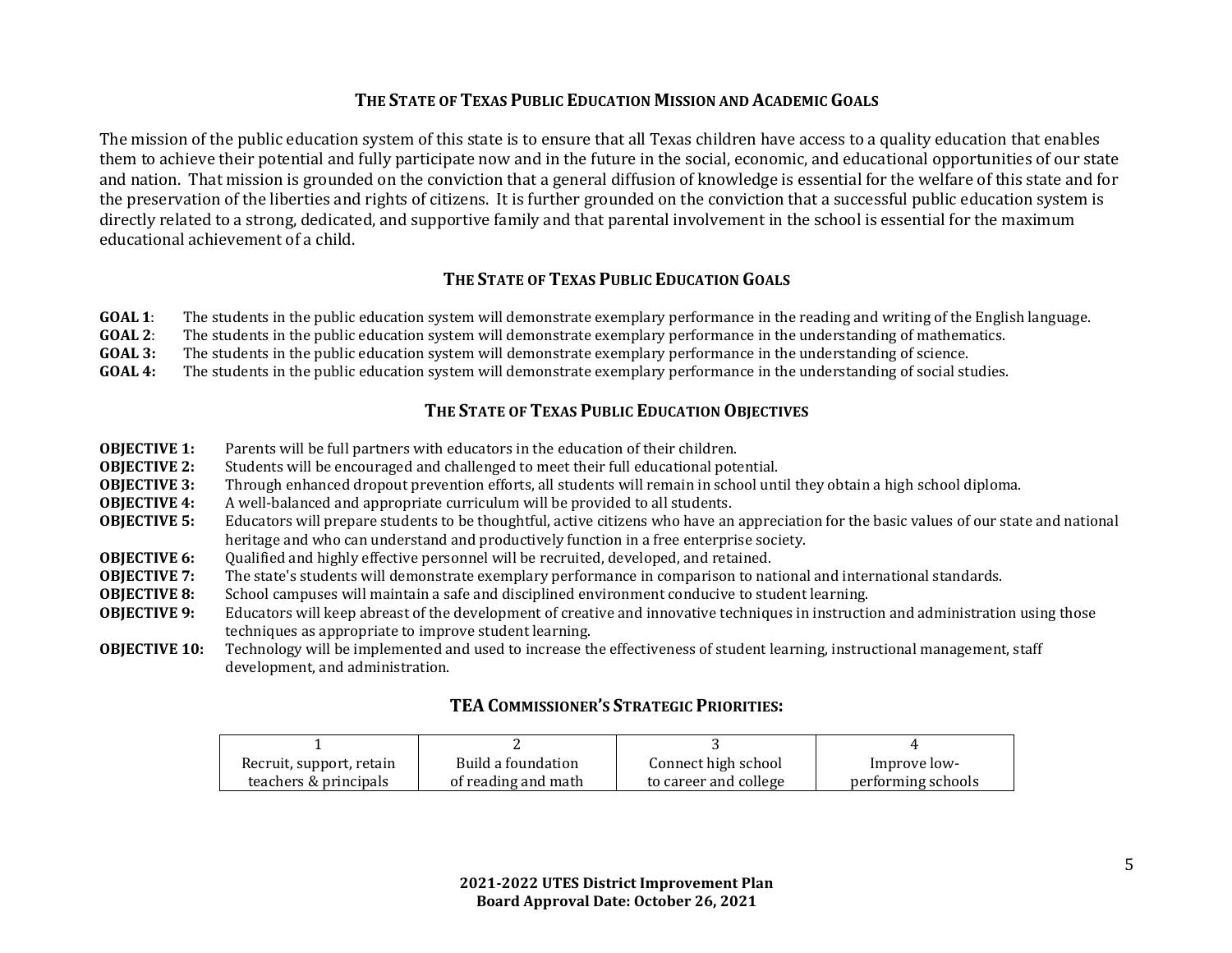## The State of Texas Public Education Mission and Academic Goals

The mission of the public education system of this state is to ensure that all Texas children have access to a quality education that enables them to achieve their potential and fully participate now and in the future in the social, economic, and educational opportunities of our state and nation. That mission is grounded on the conviction that a general diffusion of knowledge is essential for the welfare of this state and for the preservation of the liberties and rights of citizens. It is further grounded on the conviction that a successful public education system is directly related to a strong, dedicated, and supportive family and that parental involvement in the school is essential for the maximum educational achievement of a child.

## The State of Texas Public Education Goals

**GOAL 1**: The students in the public education system will demonstrate exemplary performance in the reading and writing of the English language.
**GOAL 2**: The students in the public education system will demonstrate exemplary performance in the understanding of mathematics.
**GOAL 3:** The students in the public education system will demonstrate exemplary performance in the understanding of science.
**GOAL 4:** The students in the public education system will demonstrate exemplary performance in the understanding of social studies.

## The State of Texas Public Education Objectives

**OBJECTIVE 1:** Parents will be full partners with educators in the education of their children.
**OBJECTIVE 2:** Students will be encouraged and challenged to meet their full educational potential.
**OBJECTIVE 3:** Through enhanced dropout prevention efforts, all students will remain in school until they obtain a high school diploma.
**OBJECTIVE 4:** A well-balanced and appropriate curriculum will be provided to all students.
**OBJECTIVE 5:** Educators will prepare students to be thoughtful, active citizens who have an appreciation for the basic values of our state and national heritage and who can understand and productively function in a free enterprise society.
**OBJECTIVE 6:** Qualified and highly effective personnel will be recruited, developed, and retained.
**OBJECTIVE 7:** The state's students will demonstrate exemplary performance in comparison to national and international standards.
**OBJECTIVE 8:** School campuses will maintain a safe and disciplined environment conducive to student learning.
**OBJECTIVE 9:** Educators will keep abreast of the development of creative and innovative techniques in instruction and administration using those techniques as appropriate to improve student learning.
**OBJECTIVE 10:** Technology will be implemented and used to increase the effectiveness of student learning, instructional management, staff development, and administration.

## TEA Commissioner's Strategic Priorities:

| 1 | 2 | 3 | 4 |
|---|---|---|---|
| Recruit, support, retain teachers & principals | Build a foundation of reading and math | Connect high school to career and college | Improve low-performing schools |

**2021-2022 UTES District Improvement Plan**
**Board Approval Date: October 26, 2021**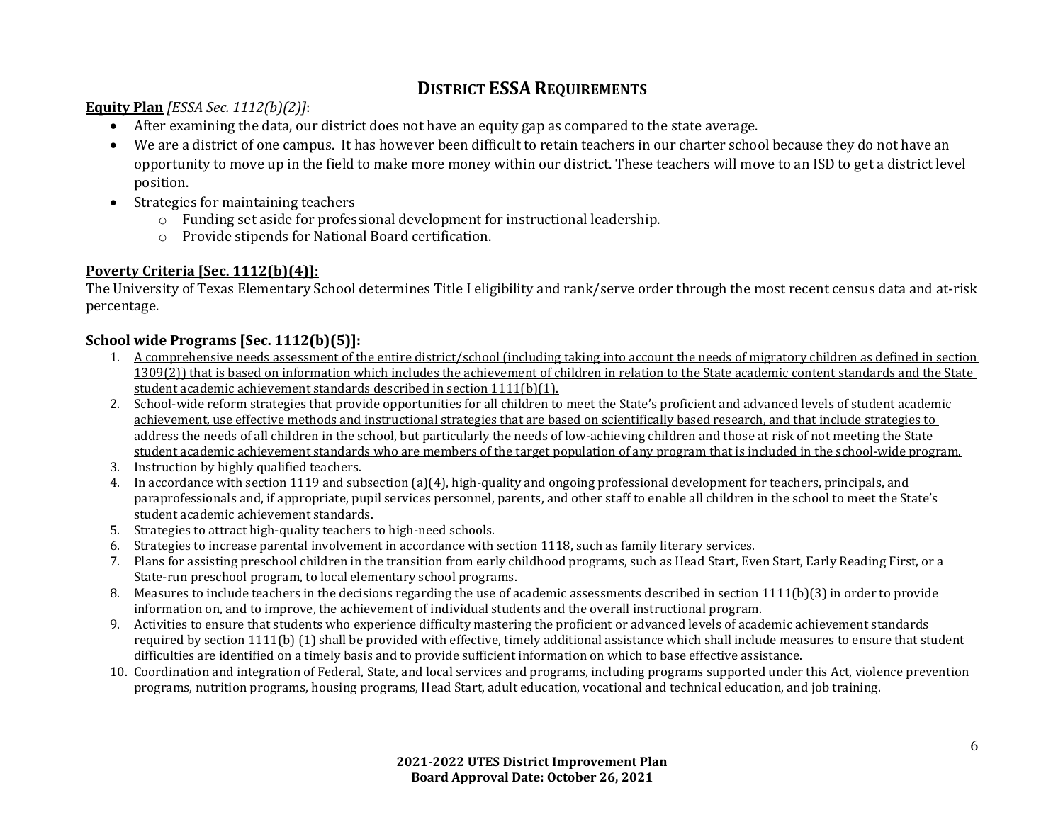## District ESSA Requirements

**<u>Equity Plan</u>** *[ESSA Sec. 1112(b)(2)]*:

- After examining the data, our district does not have an equity gap as compared to the state average.
- We are a district of one campus. It has however been difficult to retain teachers in our charter school because they do not have an opportunity to move up in the field to make more money within our district. These teachers will move to an ISD to get a district level position.
- Strategies for maintaining teachers
    - Funding set aside for professional development for instructional leadership.
    - Provide stipends for National Board certification.

**<u>Poverty Criteria [Sec. 1112(b)(4)]:</u>**

The University of Texas Elementary School determines Title I eligibility and rank/serve order through the most recent census data and at-risk percentage.

**<u>School wide Programs [Sec. 1112(b)(5)]:</u>**

1. <u>A comprehensive needs assessment of the entire district/school (including taking into account the needs of migratory children as defined in section 1309(2)) that is based on information which includes the achievement of children in relation to the State academic content standards and the State student academic achievement standards described in section 1111(b)(1).</u>
2. <u>School-wide reform strategies that provide opportunities for all children to meet the State's proficient and advanced levels of student academic achievement, use effective methods and instructional strategies that are based on scientifically based research, and that include strategies to address the needs of all children in the school, but particularly the needs of low-achieving children and those at risk of not meeting the State student academic achievement standards who are members of the target population of any program that is included in the school-wide program.</u>
3. Instruction by highly qualified teachers.
4. In accordance with section 1119 and subsection (a)(4), high-quality and ongoing professional development for teachers, principals, and paraprofessionals and, if appropriate, pupil services personnel, parents, and other staff to enable all children in the school to meet the State's student academic achievement standards.
5. Strategies to attract high-quality teachers to high-need schools.
6. Strategies to increase parental involvement in accordance with section 1118, such as family literary services.
7. Plans for assisting preschool children in the transition from early childhood programs, such as Head Start, Even Start, Early Reading First, or a State-run preschool program, to local elementary school programs.
8. Measures to include teachers in the decisions regarding the use of academic assessments described in section 1111(b)(3) in order to provide information on, and to improve, the achievement of individual students and the overall instructional program.
9. Activities to ensure that students who experience difficulty mastering the proficient or advanced levels of academic achievement standards required by section 1111(b) (1) shall be provided with effective, timely additional assistance which shall include measures to ensure that student difficulties are identified on a timely basis and to provide sufficient information on which to base effective assistance.
10. Coordination and integration of Federal, State, and local services and programs, including programs supported under this Act, violence prevention programs, nutrition programs, housing programs, Head Start, adult education, vocational and technical education, and job training.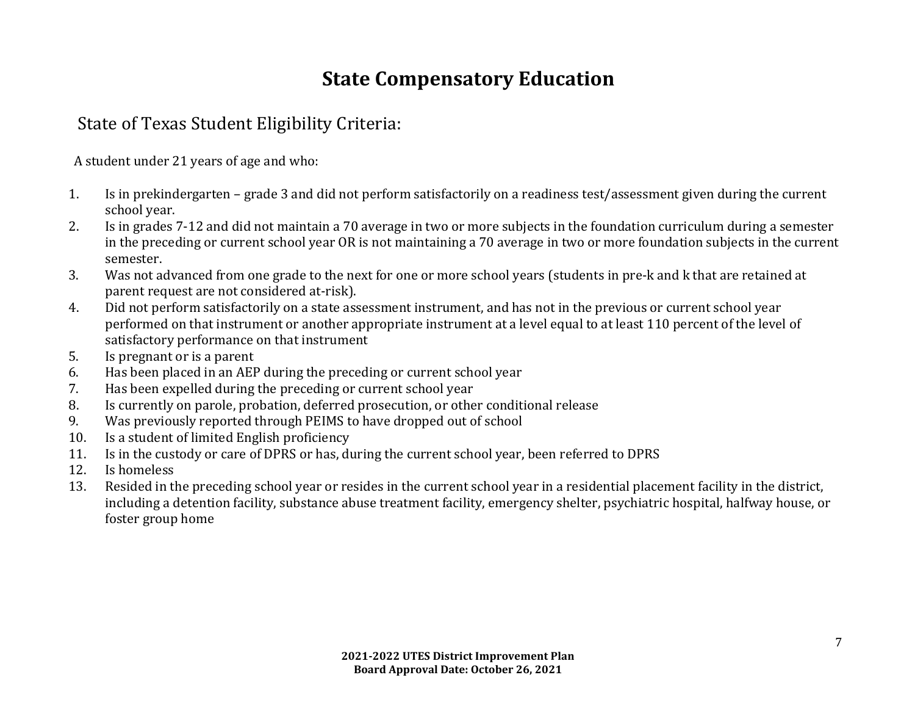# State Compensatory Education

## State of Texas Student Eligibility Criteria:

A student under 21 years of age and who:

1. Is in prekindergarten – grade 3 and did not perform satisfactorily on a readiness test/assessment given during the current school year.
2. Is in grades 7-12 and did not maintain a 70 average in two or more subjects in the foundation curriculum during a semester in the preceding or current school year OR is not maintaining a 70 average in two or more foundation subjects in the current semester.
3. Was not advanced from one grade to the next for one or more school years (students in pre-k and k that are retained at parent request are not considered at-risk).
4. Did not perform satisfactorily on a state assessment instrument, and has not in the previous or current school year performed on that instrument or another appropriate instrument at a level equal to at least 110 percent of the level of satisfactory performance on that instrument
5. Is pregnant or is a parent
6. Has been placed in an AEP during the preceding or current school year
7. Has been expelled during the preceding or current school year
8. Is currently on parole, probation, deferred prosecution, or other conditional release
9. Was previously reported through PEIMS to have dropped out of school
10. Is a student of limited English proficiency
11. Is in the custody or care of DPRS or has, during the current school year, been referred to DPRS
12. Is homeless
13. Resided in the preceding school year or resides in the current school year in a residential placement facility in the district, including a detention facility, substance abuse treatment facility, emergency shelter, psychiatric hospital, halfway house, or foster group home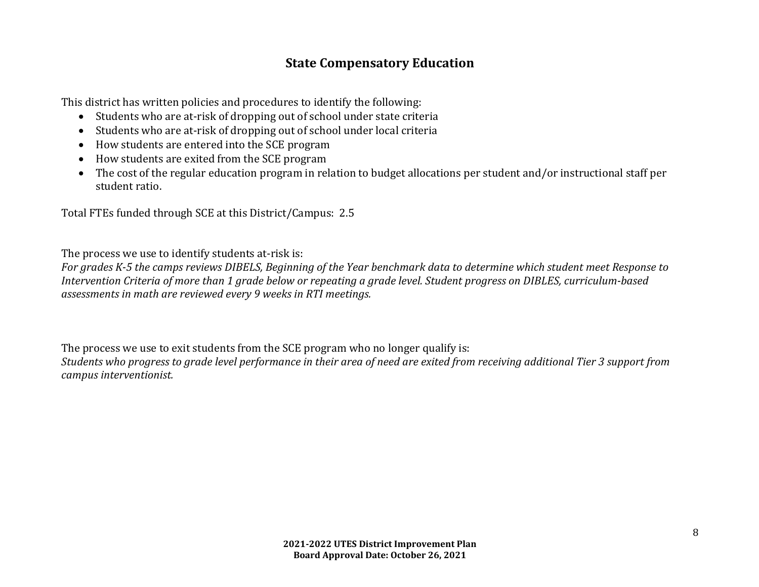## State Compensatory Education

This district has written policies and procedures to identify the following:

- Students who are at-risk of dropping out of school under state criteria
- Students who are at-risk of dropping out of school under local criteria
- How students are entered into the SCE program
- How students are exited from the SCE program
- The cost of the regular education program in relation to budget allocations per student and/or instructional staff per student ratio.

Total FTEs funded through SCE at this District/Campus: 2.5

The process we use to identify students at-risk is:
*For grades K-5 the camps reviews DIBELS, Beginning of the Year benchmark data to determine which student meet Response to Intervention Criteria of more than 1 grade below or repeating a grade level. Student progress on DIBLES, curriculum-based assessments in math are reviewed every 9 weeks in RTI meetings.*

The process we use to exit students from the SCE program who no longer qualify is:
*Students who progress to grade level performance in their area of need are exited from receiving additional Tier 3 support from campus interventionist.*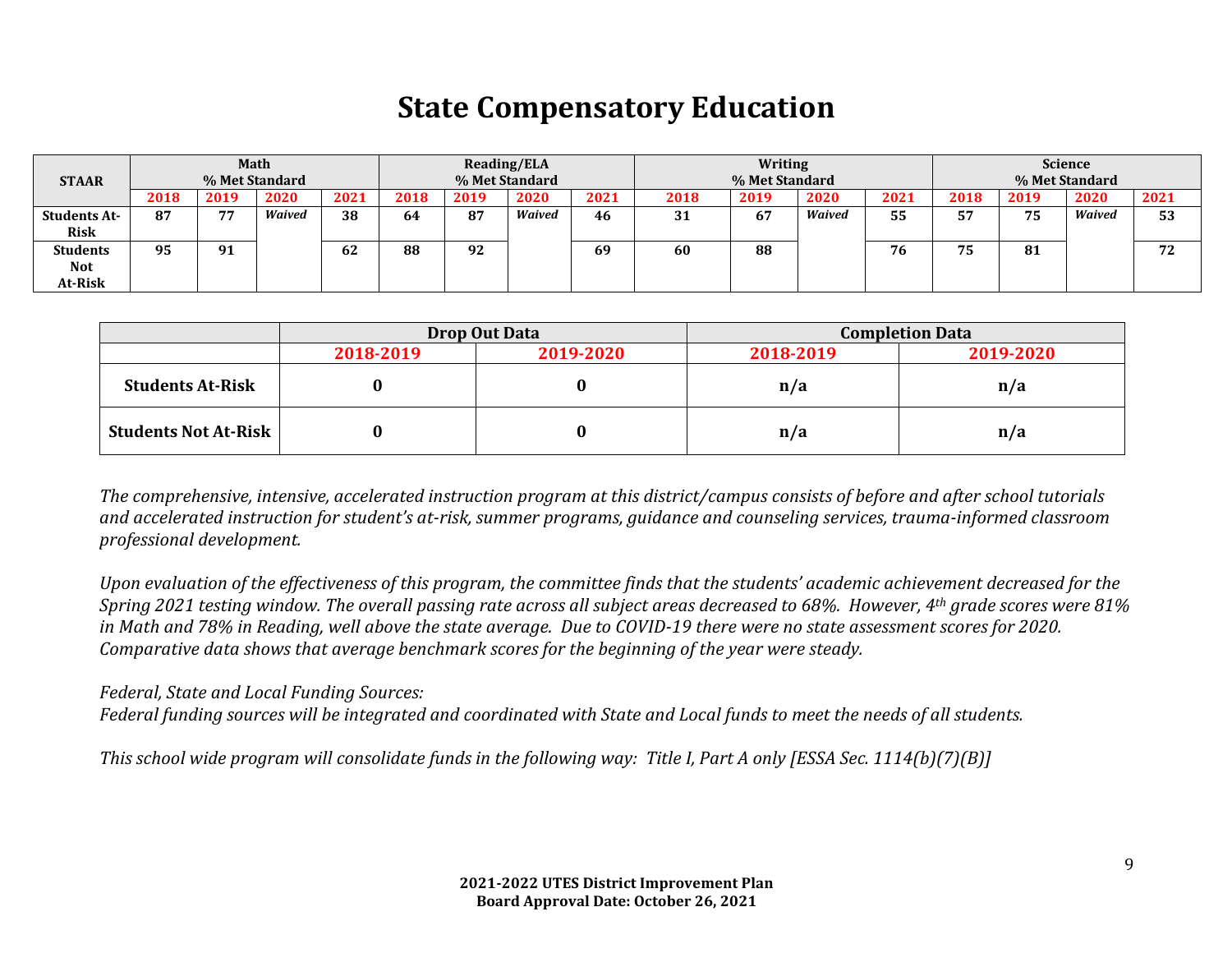# State Compensatory Education

| STAAR | Math % Met Standard | | | | Reading/ELA % Met Standard | | | | Writing % Met Standard | | | | Science % Met Standard | | | |
|---|---|---|---|---|---|---|---|---|---|---|---|---|---|---|---|---|
| | 2018 | 2019 | 2020 | 2021 | 2018 | 2019 | 2020 | 2021 | 2018 | 2019 | 2020 | 2021 | 2018 | 2019 | 2020 | 2021 |
| **Students At-Risk** | 87 | 77 | *Waived* | 38 | 64 | 87 | *Waived* | 46 | 31 | 67 | *Waived* | 55 | 57 | 75 | *Waived* | 53 |
| **Students Not At-Risk** | 95 | 91 | | 62 | 88 | 92 | | 69 | 60 | 88 | | 76 | 75 | 81 | | 72 |

| | Drop Out Data | | Completion Data | |
|---|---|---|---|---|
| | 2018-2019 | 2019-2020 | 2018-2019 | 2019-2020 |
| **Students At-Risk** | 0 | 0 | n/a | n/a |
| **Students Not At-Risk** | 0 | 0 | n/a | n/a |

*The comprehensive, intensive, accelerated instruction program at this district/campus consists of before and after school tutorials and accelerated instruction for student's at-risk, summer programs, guidance and counseling services, trauma-informed classroom professional development.*

*Upon evaluation of the effectiveness of this program, the committee finds that the students' academic achievement decreased for the Spring 2021 testing window. The overall passing rate across all subject areas decreased to 68%. However, 4th grade scores were 81% in Math and 78% in Reading, well above the state average. Due to COVID-19 there were no state assessment scores for 2020. Comparative data shows that average benchmark scores for the beginning of the year were steady.*

*Federal, State and Local Funding Sources:*
*Federal funding sources will be integrated and coordinated with State and Local funds to meet the needs of all students.*

*This school wide program will consolidate funds in the following way: Title I, Part A only [ESSA Sec. 1114(b)(7)(B)]*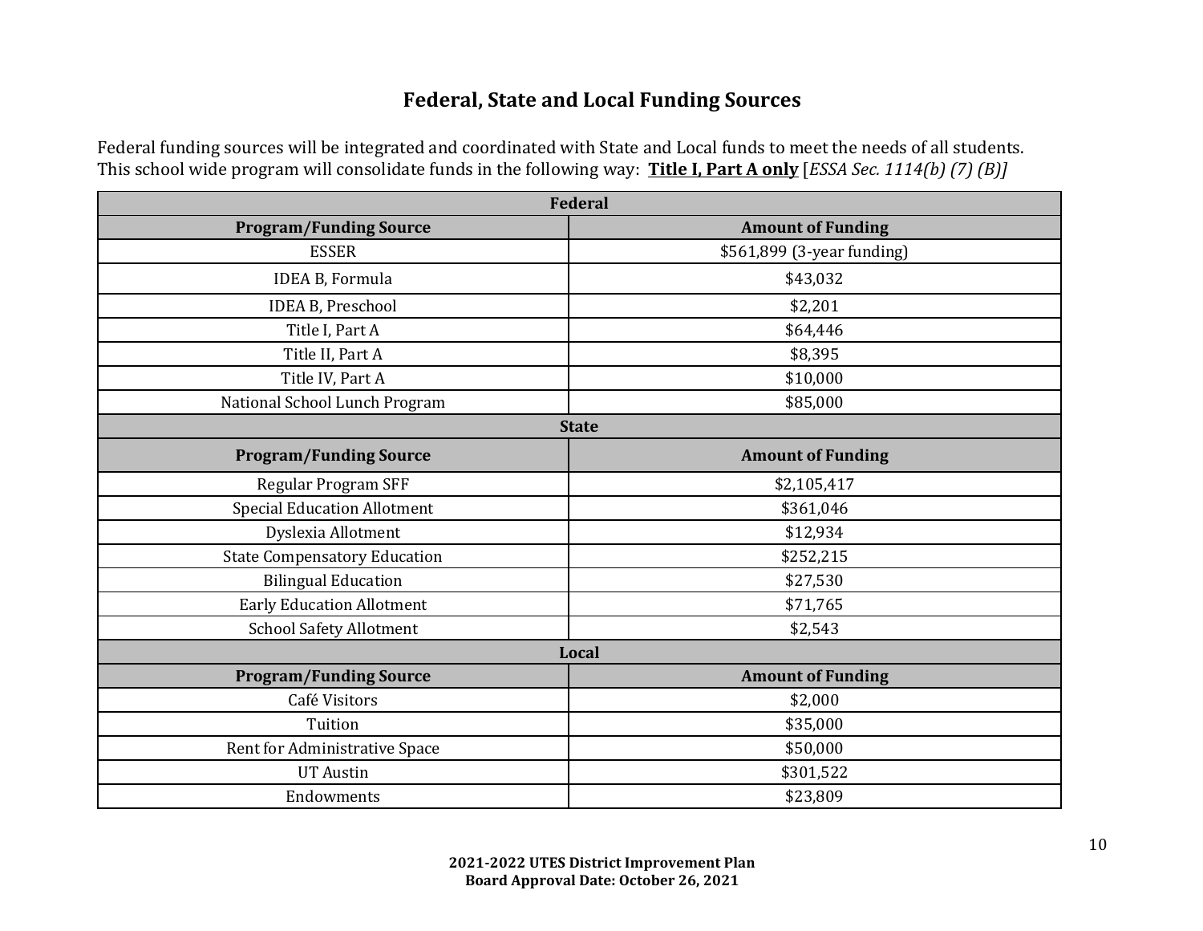## Federal, State and Local Funding Sources

Federal funding sources will be integrated and coordinated with State and Local funds to meet the needs of all students. This school wide program will consolidate funds in the following way: **Title I, Part A only** [*ESSA Sec. 1114(b) (7) (B)]*

| Federal | |
|---|---|
| **Program/Funding Source** | **Amount of Funding** |
| ESSER | $561,899 (3-year funding) |
| IDEA B, Formula | $43,032 |
| IDEA B, Preschool | $2,201 |
| Title I, Part A | $64,446 |
| Title II, Part A | $8,395 |
| Title IV, Part A | $10,000 |
| National School Lunch Program | $85,000 |
| **State** | |
| **Program/Funding Source** | **Amount of Funding** |
| Regular Program SFF | $2,105,417 |
| Special Education Allotment | $361,046 |
| Dyslexia Allotment | $12,934 |
| State Compensatory Education | $252,215 |
| Bilingual Education | $27,530 |
| Early Education Allotment | $71,765 |
| School Safety Allotment | $2,543 |
| **Local** | |
| **Program/Funding Source** | **Amount of Funding** |
| Café Visitors | $2,000 |
| Tuition | $35,000 |
| Rent for Administrative Space | $50,000 |
| UT Austin | $301,522 |
| Endowments | $23,809 |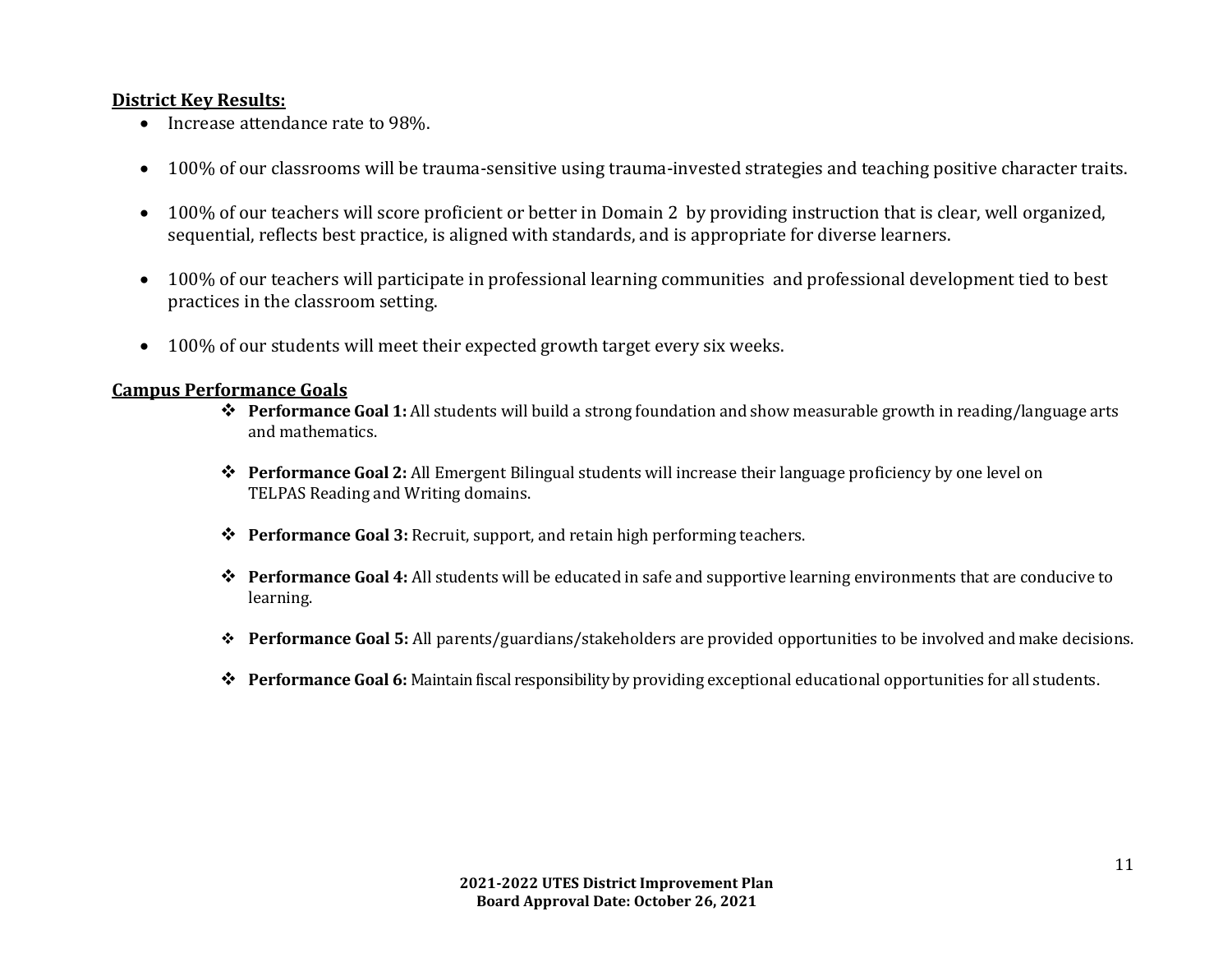**District Key Results:**

- Increase attendance rate to 98%.
- 100% of our classrooms will be trauma-sensitive using trauma-invested strategies and teaching positive character traits.
- 100% of our teachers will score proficient or better in Domain 2 by providing instruction that is clear, well organized, sequential, reflects best practice, is aligned with standards, and is appropriate for diverse learners.
- 100% of our teachers will participate in professional learning communities and professional development tied to best practices in the classroom setting.
- 100% of our students will meet their expected growth target every six weeks.

**Campus Performance Goals**

- **Performance Goal 1:** All students will build a strong foundation and show measurable growth in reading/language arts and mathematics.
- **Performance Goal 2:** All Emergent Bilingual students will increase their language proficiency by one level on TELPAS Reading and Writing domains.
- **Performance Goal 3:** Recruit, support, and retain high performing teachers.
- **Performance Goal 4:** All students will be educated in safe and supportive learning environments that are conducive to learning.
- **Performance Goal 5:** All parents/guardians/stakeholders are provided opportunities to be involved and make decisions.
- **Performance Goal 6:** Maintain fiscal responsibility by providing exceptional educational opportunities for all students.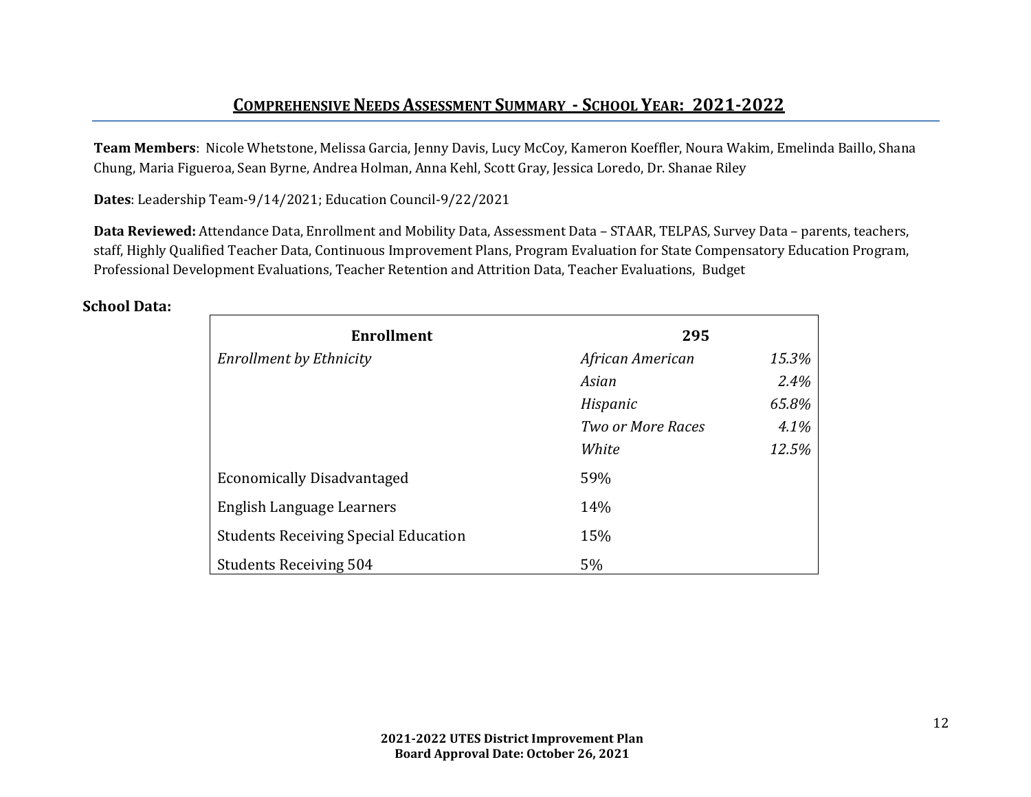## COMPREHENSIVE NEEDS ASSESSMENT SUMMARY - SCHOOL YEAR: 2021-2022

**Team Members**: Nicole Whetstone, Melissa Garcia, Jenny Davis, Lucy McCoy, Kameron Koeffler, Noura Wakim, Emelinda Baillo, Shana Chung, Maria Figueroa, Sean Byrne, Andrea Holman, Anna Kehl, Scott Gray, Jessica Loredo, Dr. Shanae Riley

**Dates**: Leadership Team-9/14/2021; Education Council-9/22/2021

**Data Reviewed:** Attendance Data, Enrollment and Mobility Data, Assessment Data – STAAR, TELPAS, Survey Data – parents, teachers, staff, Highly Qualified Teacher Data, Continuous Improvement Plans, Program Evaluation for State Compensatory Education Program, Professional Development Evaluations, Teacher Retention and Attrition Data, Teacher Evaluations, Budget

**School Data:**

| **Enrollment** | **295** | |
|---|---|---|
| *Enrollment by Ethnicity* | *African American* | *15.3%* |
| | *Asian* | *2.4%* |
| | *Hispanic* | *65.8%* |
| | *Two or More Races* | *4.1%* |
| | *White* | *12.5%* |
| Economically Disadvantaged | 59% | |
| English Language Learners | 14% | |
| Students Receiving Special Education | 15% | |
| Students Receiving 504 | 5% | |

**2021-2022 UTES District Improvement Plan**
**Board Approval Date: October 26, 2021**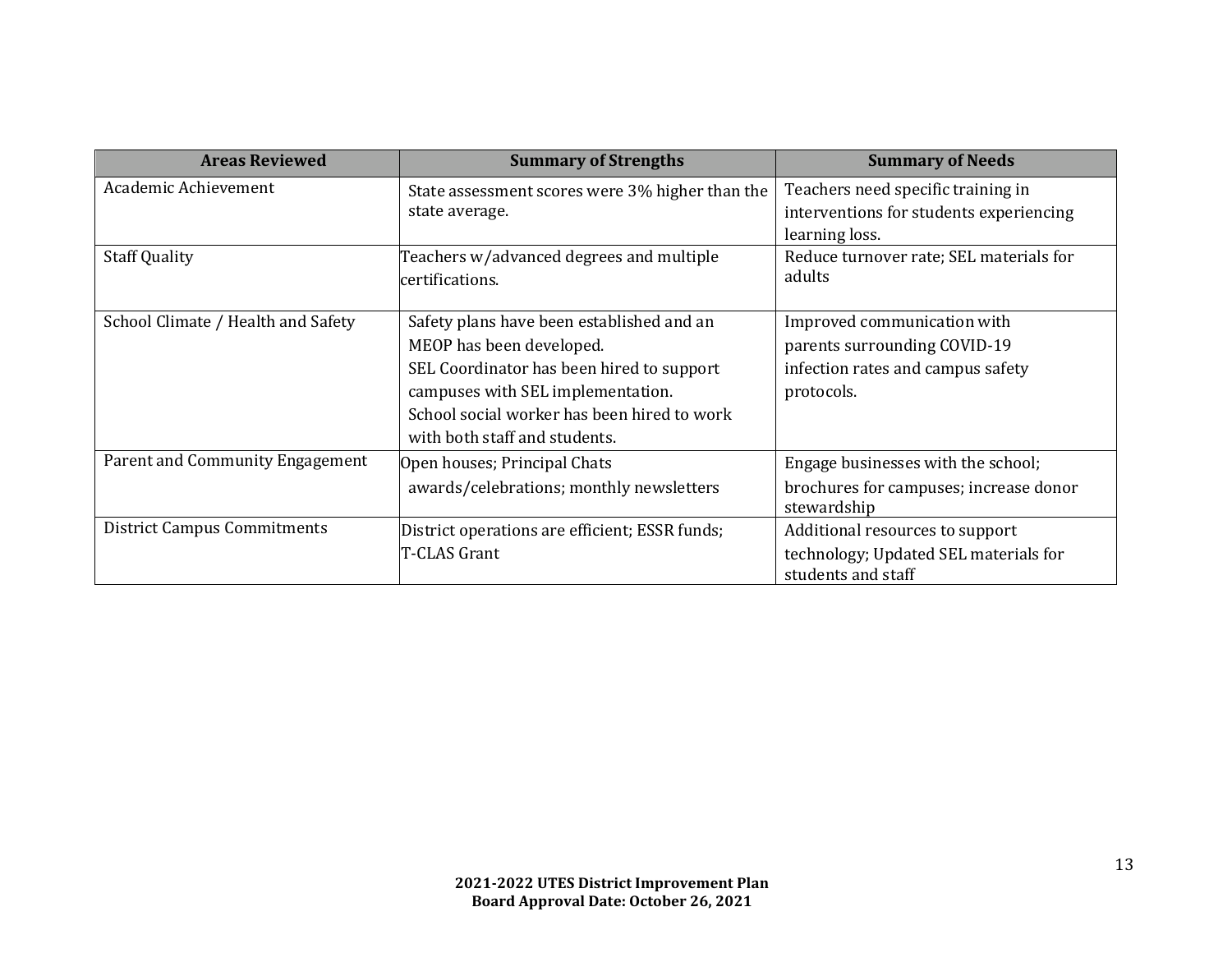| Areas Reviewed | Summary of Strengths | Summary of Needs |
|---|---|---|
| Academic Achievement | State assessment scores were 3% higher than the state average. | Teachers need specific training in interventions for students experiencing learning loss. |
| Staff Quality | Teachers w/advanced degrees and multiple certifications. | Reduce turnover rate; SEL materials for adults |
| School Climate / Health and Safety | Safety plans have been established and an MEOP has been developed.<br>SEL Coordinator has been hired to support campuses with SEL implementation.<br>School social worker has been hired to work with both staff and students. | Improved communication with parents surrounding COVID-19 infection rates and campus safety protocols. |
| Parent and Community Engagement | Open houses; Principal Chats awards/celebrations; monthly newsletters | Engage businesses with the school; brochures for campuses; increase donor stewardship |
| District Campus Commitments | District operations are efficient; ESSR funds; T-CLAS Grant | Additional resources to support technology; Updated SEL materials for students and staff |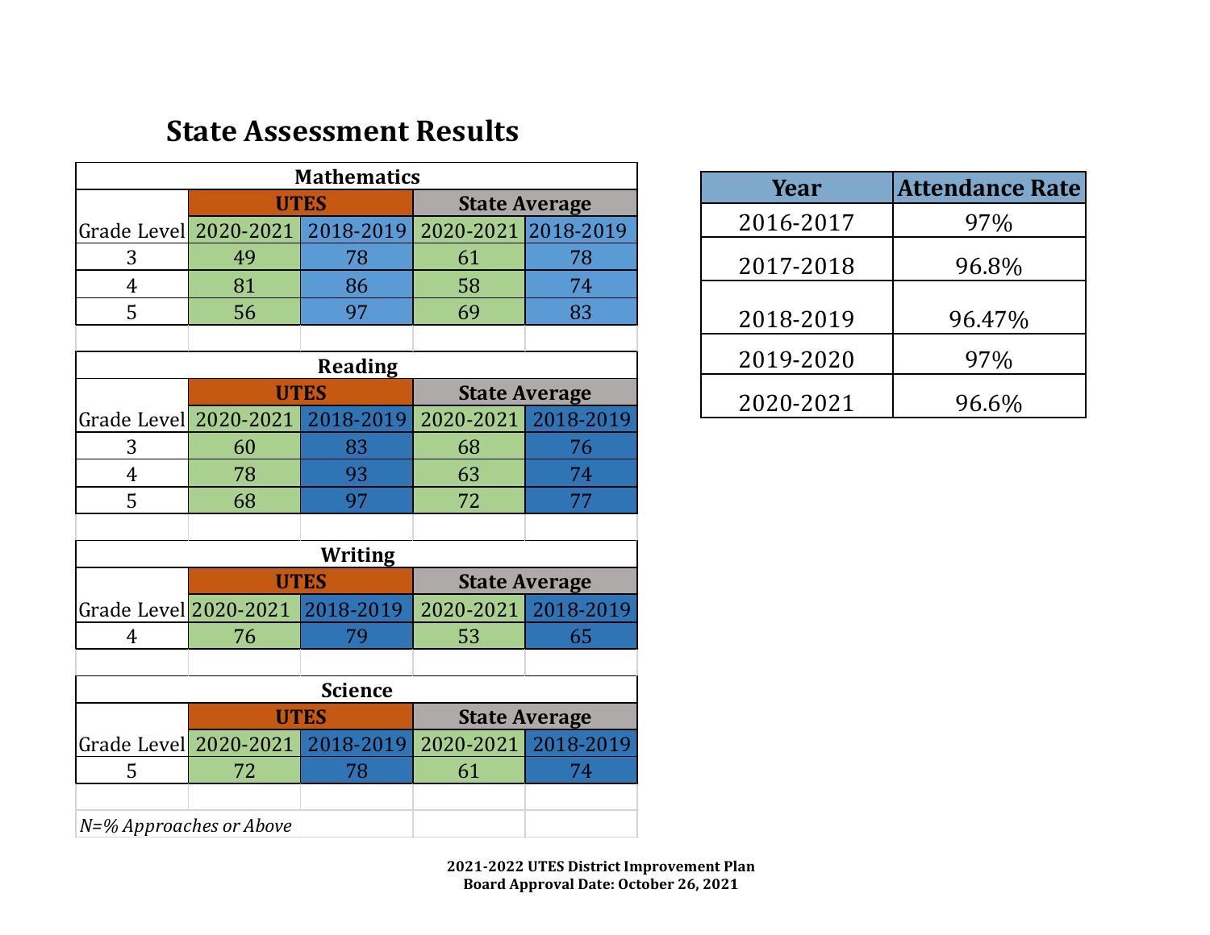## State Assessment Results

**Mathematics**

| | UTES | | State Average | |
|---|---|---|---|---|
| Grade Level | 2020-2021 | 2018-2019 | 2020-2021 | 2018-2019 |
| 3 | 49 | 78 | 61 | 78 |
| 4 | 81 | 86 | 58 | 74 |
| 5 | 56 | 97 | 69 | 83 |

**Reading**

| | UTES | | State Average | |
|---|---|---|---|---|
| Grade Level | 2020-2021 | 2018-2019 | 2020-2021 | 2018-2019 |
| 3 | 60 | 83 | 68 | 76 |
| 4 | 78 | 93 | 63 | 74 |
| 5 | 68 | 97 | 72 | 77 |

**Writing**

| | UTES | | State Average | |
|---|---|---|---|---|
| Grade Level | 2020-2021 | 2018-2019 | 2020-2021 | 2018-2019 |
| 4 | 76 | 79 | 53 | 65 |

**Science**

| | UTES | | State Average | |
|---|---|---|---|---|
| Grade Level | 2020-2021 | 2018-2019 | 2020-2021 | 2018-2019 |
| 5 | 72 | 78 | 61 | 74 |

*N=% Approaches or Above*

| Year | Attendance Rate |
|---|---|
| 2016-2017 | 97% |
| 2017-2018 | 96.8% |
| 2018-2019 | 96.47% |
| 2019-2020 | 97% |
| 2020-2021 | 96.6% |

**2021-2022 UTES District Improvement Plan**
**Board Approval Date: October 26, 2021**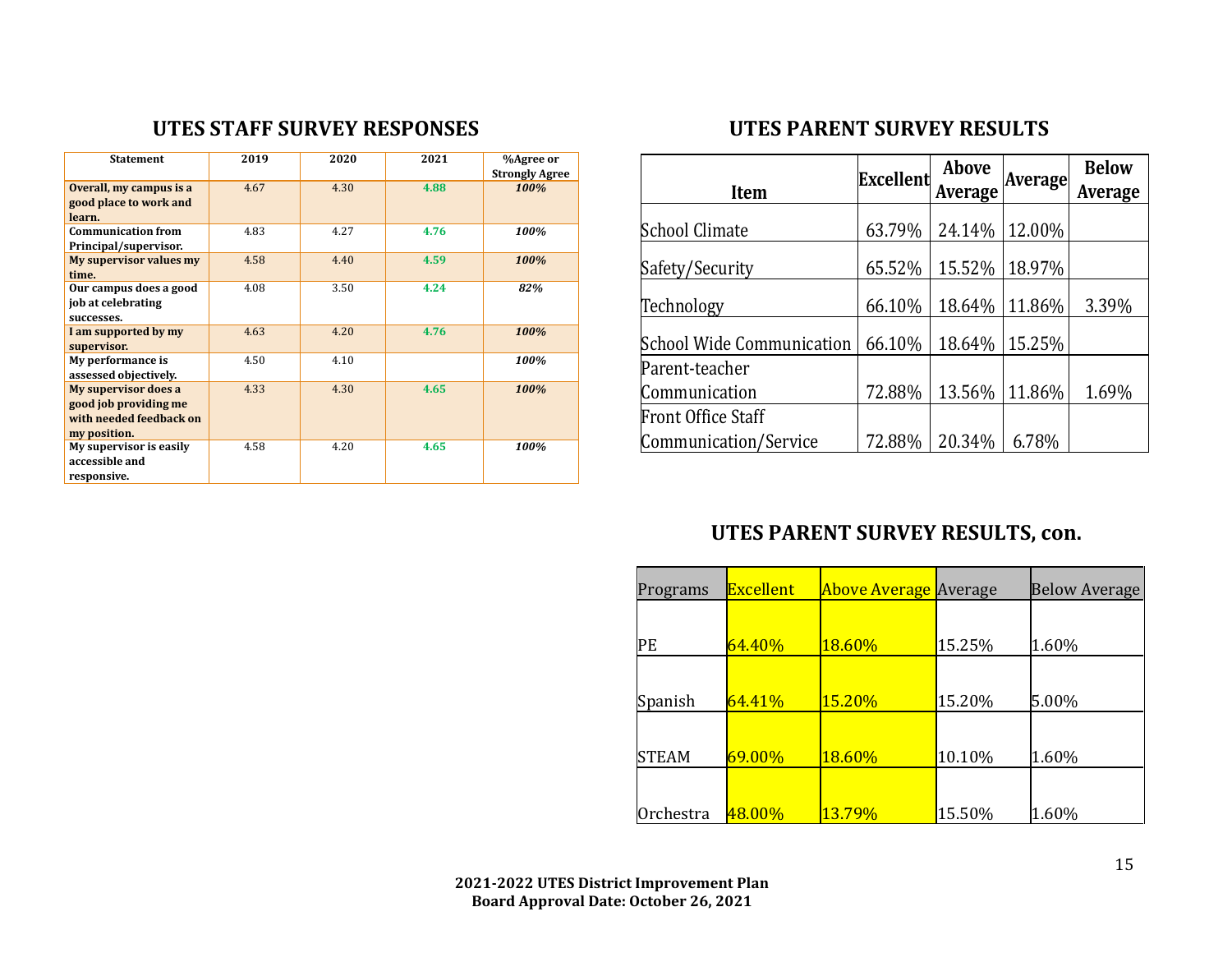## UTES STAFF SURVEY RESPONSES

| Statement | 2019 | 2020 | 2021 | %Agree or Strongly Agree |
|---|---|---|---|---|
| **Overall, my campus is a good place to work and learn.** | 4.67 | 4.30 | **4.88** | ***100%*** |
| **Communication from Principal/supervisor.** | 4.83 | 4.27 | **4.76** | ***100%*** |
| **My supervisor values my time.** | 4.58 | 4.40 | **4.59** | ***100%*** |
| **Our campus does a good job at celebrating successes.** | 4.08 | 3.50 | **4.24** | ***82%*** |
| **I am supported by my supervisor.** | 4.63 | 4.20 | **4.76** | ***100%*** |
| **My performance is assessed objectively.** | 4.50 | 4.10 | | ***100%*** |
| **My supervisor does a good job providing me with needed feedback on my position.** | 4.33 | 4.30 | **4.65** | ***100%*** |
| **My supervisor is easily accessible and responsive.** | 4.58 | 4.20 | **4.65** | ***100%*** |

## UTES PARENT SURVEY RESULTS

| Item | Excellent | Above Average | Average | Below Average |
|---|---|---|---|---|
| School Climate | 63.79% | 24.14% | 12.00% | |
| Safety/Security | 65.52% | 15.52% | 18.97% | |
| Technology | 66.10% | 18.64% | 11.86% | 3.39% |
| School Wide Communication | 66.10% | 18.64% | 15.25% | |
| Parent-teacher Communication | 72.88% | 13.56% | 11.86% | 1.69% |
| Front Office Staff Communication/Service | 72.88% | 20.34% | 6.78% | |

## UTES PARENT SURVEY RESULTS, con.

| Programs | Excellent | Above Average | Average | Below Average |
|---|---|---|---|---|
| PE | 64.40% | 18.60% | 15.25% | 1.60% |
| Spanish | 64.41% | 15.20% | 15.20% | 5.00% |
| STEAM | 69.00% | 18.60% | 10.10% | 1.60% |
| Orchestra | 48.00% | 13.79% | 15.50% | 1.60% |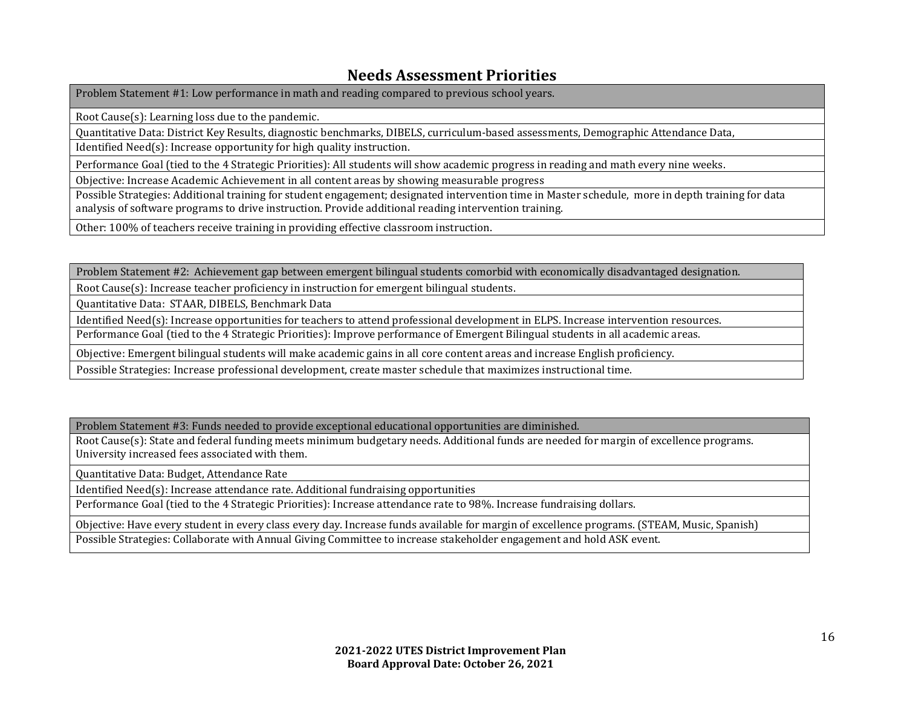## Needs Assessment Priorities

| Problem Statement #1: Low performance in math and reading compared to previous school years. |
|---|
| Root Cause(s): Learning loss due to the pandemic. |
| Quantitative Data: District Key Results, diagnostic benchmarks, DIBELS, curriculum-based assessments, Demographic Attendance Data, |
| Identified Need(s): Increase opportunity for high quality instruction. |
| Performance Goal (tied to the 4 Strategic Priorities): All students will show academic progress in reading and math every nine weeks. |
| Objective: Increase Academic Achievement in all content areas by showing measurable progress |
| Possible Strategies: Additional training for student engagement; designated intervention time in Master schedule, more in depth training for data analysis of software programs to drive instruction. Provide additional reading intervention training. |
| Other: 100% of teachers receive training in providing effective classroom instruction. |

| Problem Statement #2: Achievement gap between emergent bilingual students comorbid with economically disadvantaged designation. |
|---|
| Root Cause(s): Increase teacher proficiency in instruction for emergent bilingual students. |
| Quantitative Data: STAAR, DIBELS, Benchmark Data |
| Identified Need(s): Increase opportunities for teachers to attend professional development in ELPS. Increase intervention resources. |
| Performance Goal (tied to the 4 Strategic Priorities): Improve performance of Emergent Bilingual students in all academic areas. |
| Objective: Emergent bilingual students will make academic gains in all core content areas and increase English proficiency. |
| Possible Strategies: Increase professional development, create master schedule that maximizes instructional time. |

| Problem Statement #3: Funds needed to provide exceptional educational opportunities are diminished. |
|---|
| Root Cause(s): State and federal funding meets minimum budgetary needs. Additional funds are needed for margin of excellence programs. University increased fees associated with them. |
| Quantitative Data: Budget, Attendance Rate |
| Identified Need(s): Increase attendance rate. Additional fundraising opportunities |
| Performance Goal (tied to the 4 Strategic Priorities): Increase attendance rate to 98%. Increase fundraising dollars. |
| Objective: Have every student in every class every day. Increase funds available for margin of excellence programs. (STEAM, Music, Spanish) |
| Possible Strategies: Collaborate with Annual Giving Committee to increase stakeholder engagement and hold ASK event. |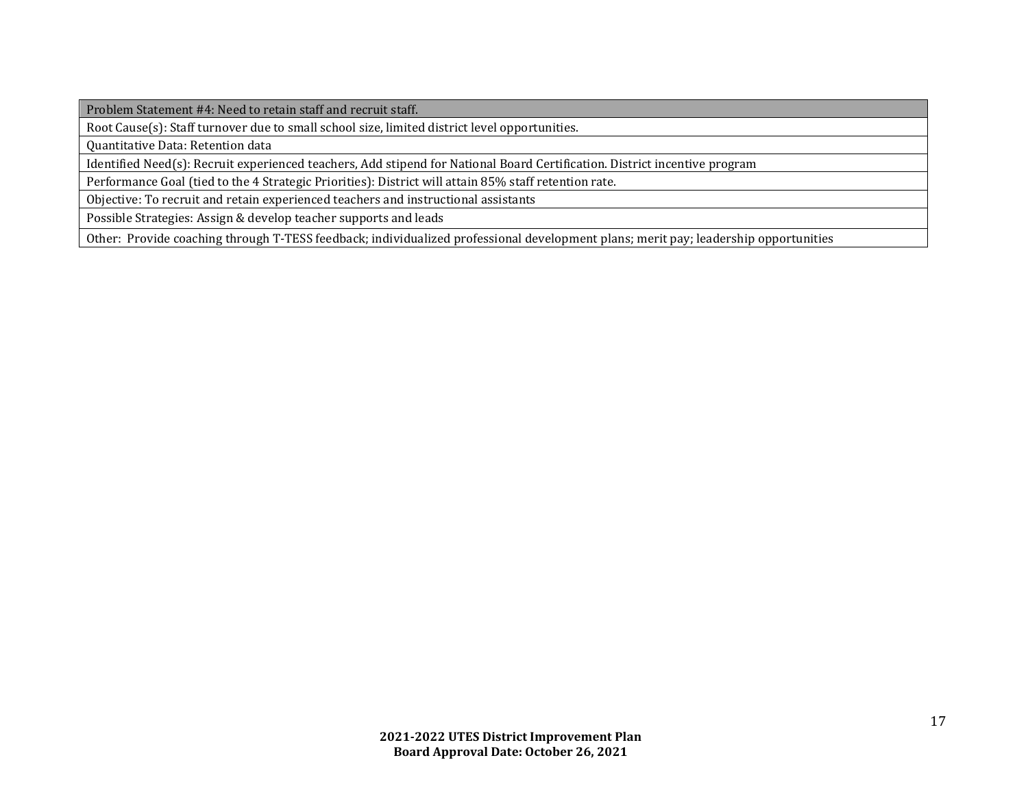| Problem Statement #4: Need to retain staff and recruit staff. |
|---|
| Root Cause(s): Staff turnover due to small school size, limited district level opportunities. |
| Quantitative Data: Retention data |
| Identified Need(s): Recruit experienced teachers, Add stipend for National Board Certification. District incentive program |
| Performance Goal (tied to the 4 Strategic Priorities): District will attain 85% staff retention rate. |
| Objective: To recruit and retain experienced teachers and instructional assistants |
| Possible Strategies: Assign & develop teacher supports and leads |
| Other: Provide coaching through T-TESS feedback; individualized professional development plans; merit pay; leadership opportunities |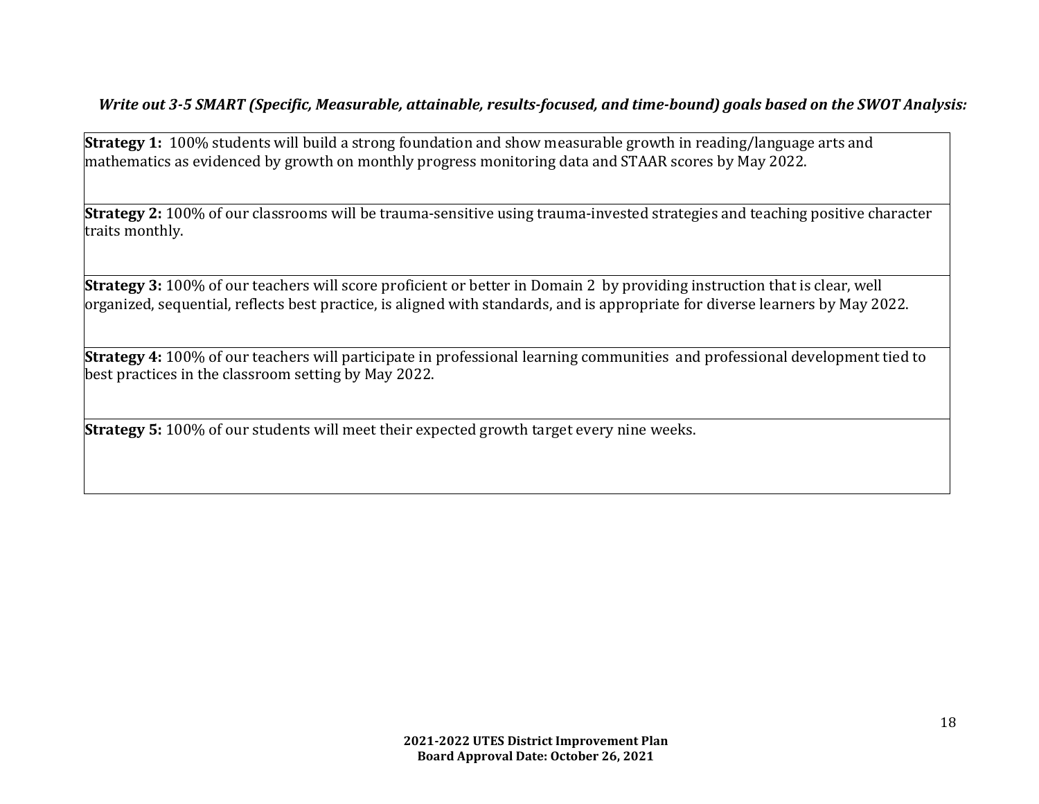***Write out 3-5 SMART (Specific, Measurable, attainable, results-focused, and time-bound) goals based on the SWOT Analysis:***

| **Strategy 1:** 100% students will build a strong foundation and show measurable growth in reading/language arts and mathematics as evidenced by growth on monthly progress monitoring data and STAAR scores by May 2022. |
|---|
| **Strategy 2:** 100% of our classrooms will be trauma-sensitive using trauma-invested strategies and teaching positive character traits monthly. |
| **Strategy 3:** 100% of our teachers will score proficient or better in Domain 2 by providing instruction that is clear, well organized, sequential, reflects best practice, is aligned with standards, and is appropriate for diverse learners by May 2022. |
| **Strategy 4:** 100% of our teachers will participate in professional learning communities and professional development tied to best practices in the classroom setting by May 2022. |
| **Strategy 5:** 100% of our students will meet their expected growth target every nine weeks. |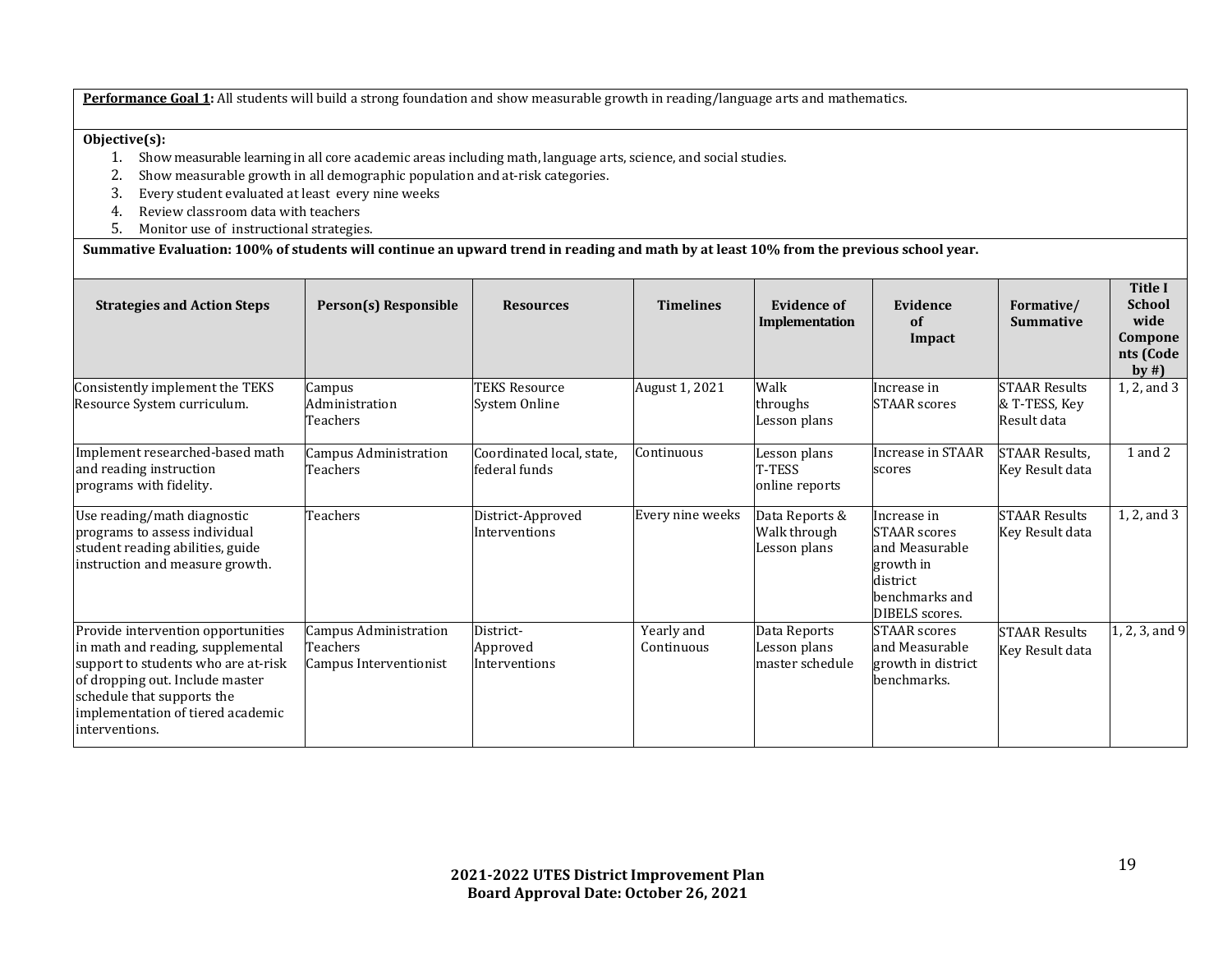**<u>Performance Goal 1</u>:** All students will build a strong foundation and show measurable growth in reading/language arts and mathematics.

**Objective(s):**

1. Show measurable learning in all core academic areas including math, language arts, science, and social studies.
2. Show measurable growth in all demographic population and at-risk categories.
3. Every student evaluated at least every nine weeks
4. Review classroom data with teachers
5. Monitor use of instructional strategies.

**Summative Evaluation: 100% of students will continue an upward trend in reading and math by at least 10% from the previous school year.**

| Strategies and Action Steps | Person(s) Responsible | Resources | Timelines | Evidence of Implementation | Evidence of Impact | Formative/ Summative | Title I School wide Components (Code by #) |
|---|---|---|---|---|---|---|---|
| Consistently implement the TEKS Resource System curriculum. | Campus Administration Teachers | TEKS Resource System Online | August 1, 2021 | Walk throughs Lesson plans | Increase in STAAR scores | STAAR Results & T-TESS, Key Result data | 1, 2, and 3 |
| Implement researched-based math and reading instruction programs with fidelity. | Campus Administration Teachers | Coordinated local, state, federal funds | Continuous | Lesson plans T-TESS online reports | Increase in STAAR scores | STAAR Results, Key Result data | 1 and 2 |
| Use reading/math diagnostic programs to assess individual student reading abilities, guide instruction and measure growth. | Teachers | District-Approved Interventions | Every nine weeks | Data Reports & Walk through Lesson plans | Increase in STAAR scores and Measurable growth in district benchmarks and DIBELS scores. | STAAR Results Key Result data | 1, 2, and 3 |
| Provide intervention opportunities in math and reading, supplemental support to students who are at-risk of dropping out. Include master schedule that supports the implementation of tiered academic interventions. | Campus Administration Teachers Campus Interventionist | District-Approved Interventions | Yearly and Continuous | Data Reports Lesson plans master schedule | STAAR scores and Measurable growth in district benchmarks. | STAAR Results Key Result data | 1, 2, 3, and 9 |

**2021-2022 UTES District Improvement Plan**
**Board Approval Date: October 26, 2021**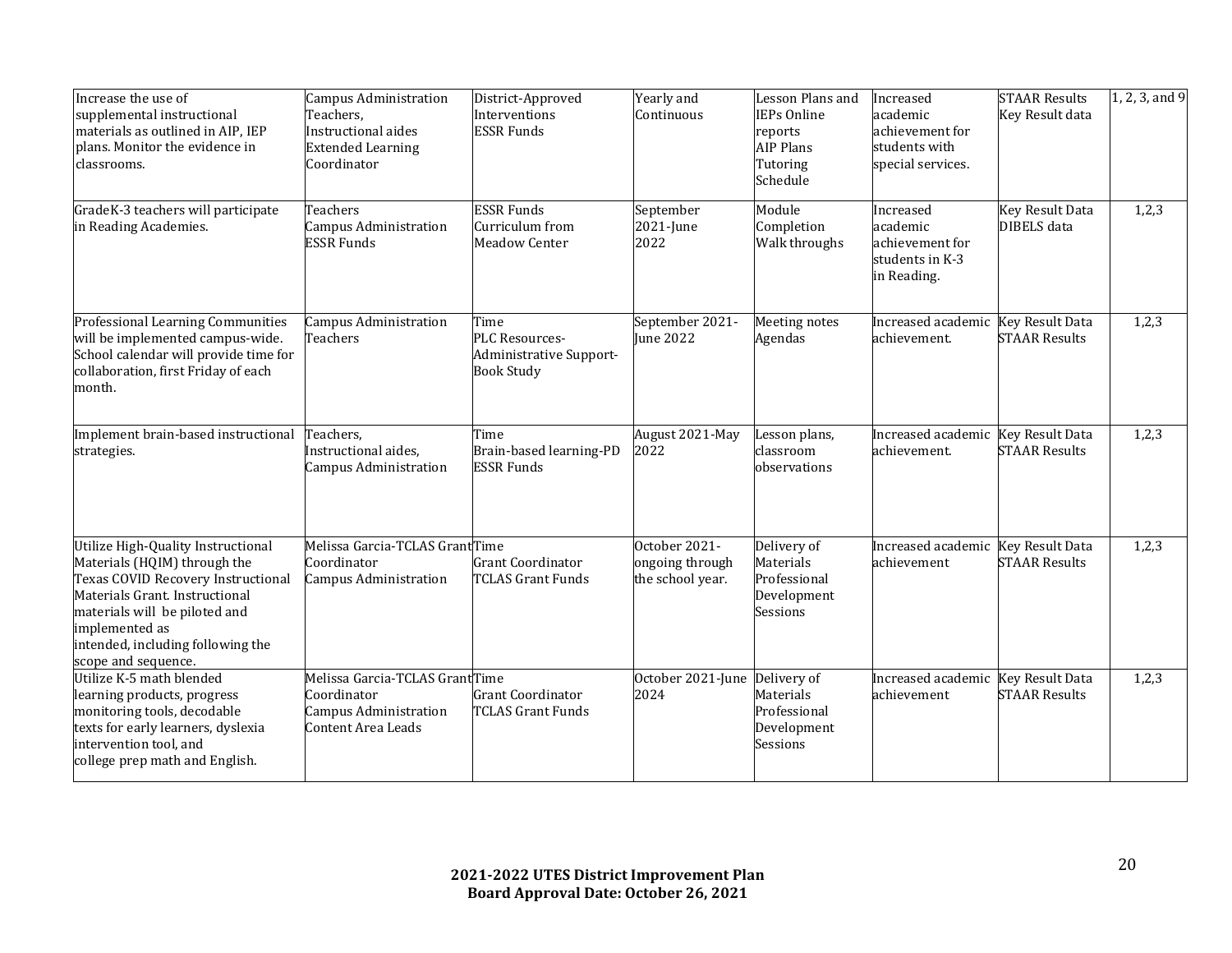| | | | | | | | |
|---|---|---|---|---|---|---|---|
| Increase the use of supplemental instructional materials as outlined in AIP, IEP plans. Monitor the evidence in classrooms. | Campus Administration Teachers, Instructional aides Extended Learning Coordinator | District-Approved Interventions ESSR Funds | Yearly and Continuous | Lesson Plans and IEPs Online reports AIP Plans Tutoring Schedule | Increased academic achievement for students with special services. | STAAR Results Key Result data | 1, 2, 3, and 9 |
| GradeK-3 teachers will participate in Reading Academies. | Teachers Campus Administration ESSR Funds | ESSR Funds Curriculum from Meadow Center | September 2021-June 2022 | Module Completion Walk throughs | Increased academic achievement for students in K-3 in Reading. | Key Result Data DIBELS data | 1,2,3 |
| Professional Learning Communities will be implemented campus-wide. School calendar will provide time for collaboration, first Friday of each month. | Campus Administration Teachers | Time PLC Resources- Administrative Support- Book Study | September 2021-June 2022 | Meeting notes Agendas | Increased academic achievement. | Key Result Data STAAR Results | 1,2,3 |
| Implement brain-based instructional strategies. | Teachers, Instructional aides, Campus Administration | Time Brain-based learning-PD ESSR Funds | August 2021-May 2022 | Lesson plans, classroom observations | Increased academic achievement. | Key Result Data STAAR Results | 1,2,3 |
| Utilize High-Quality Instructional Materials (HQIM) through the Texas COVID Recovery Instructional Materials Grant. Instructional materials will be piloted and implemented as intended, including following the scope and sequence. | Melissa Garcia-TCLAS Grant Coordinator Campus Administration | Time Grant Coordinator TCLAS Grant Funds | October 2021-ongoing through the school year. | Delivery of Materials Professional Development Sessions | Increased academic achievement | Key Result Data STAAR Results | 1,2,3 |
| Utilize K-5 math blended learning products, progress monitoring tools, decodable texts for early learners, dyslexia intervention tool, and college prep math and English. | Melissa Garcia-TCLAS Grant Coordinator Campus Administration Content Area Leads | Time Grant Coordinator TCLAS Grant Funds | October 2021-June 2024 | Delivery of Materials Professional Development Sessions | Increased academic achievement | Key Result Data STAAR Results | 1,2,3 |

**2021-2022 UTES District Improvement Plan**
**Board Approval Date: October 26, 2021**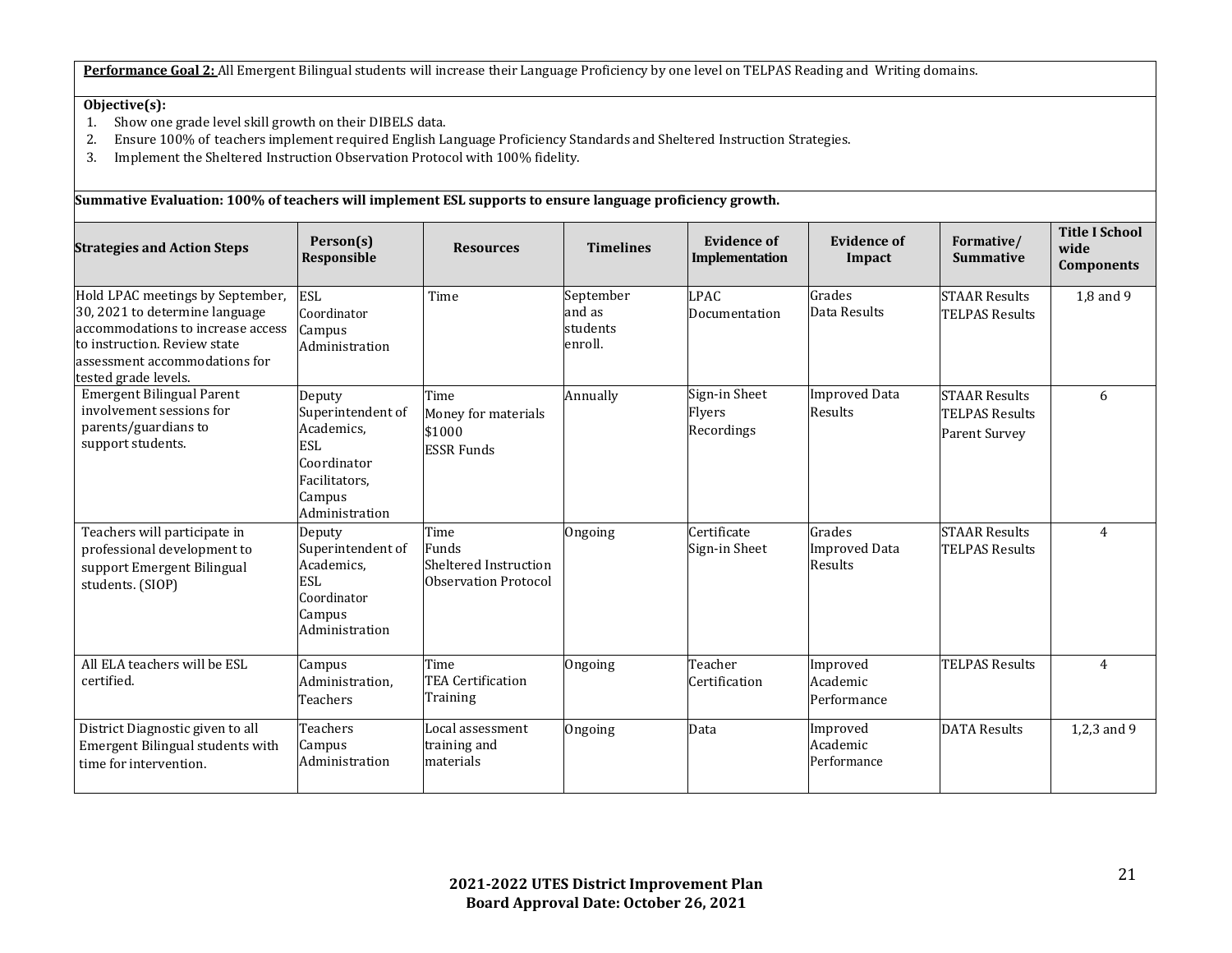**Performance Goal 2:** All Emergent Bilingual students will increase their Language Proficiency by one level on TELPAS Reading and Writing domains.

**Objective(s):**

1. Show one grade level skill growth on their DIBELS data.
2. Ensure 100% of teachers implement required English Language Proficiency Standards and Sheltered Instruction Strategies.
3. Implement the Sheltered Instruction Observation Protocol with 100% fidelity.

**Summative Evaluation: 100% of teachers will implement ESL supports to ensure language proficiency growth.**

| Strategies and Action Steps | Person(s) Responsible | Resources | Timelines | Evidence of Implementation | Evidence of Impact | Formative/ Summative | Title I School wide Components |
|---|---|---|---|---|---|---|---|
| Hold LPAC meetings by September, 30, 2021 to determine language accommodations to increase access to instruction. Review state assessment accommodations for tested grade levels. | ESL Coordinator<br>Campus Administration | Time | September and as students enroll. | LPAC Documentation | Grades<br>Data Results | STAAR Results<br>TELPAS Results | 1,8 and 9 |
| Emergent Bilingual Parent involvement sessions for parents/guardians to support students. | Deputy Superintendent of Academics,<br>ESL Coordinator<br>Facilitators,<br>Campus Administration | Time<br>Money for materials<br>$1000<br>ESSR Funds | Annually | Sign-in Sheet<br>Flyers<br>Recordings | Improved Data Results | STAAR Results<br>TELPAS Results<br>Parent Survey | 6 |
| Teachers will participate in professional development to support Emergent Bilingual students. (SIOP) | Deputy Superintendent of Academics,<br>ESL Coordinator<br>Campus Administration | Time<br>Funds<br>Sheltered Instruction Observation Protocol | Ongoing | Certificate<br>Sign-in Sheet | Grades<br>Improved Data Results | STAAR Results<br>TELPAS Results | 4 |
| All ELA teachers will be ESL certified. | Campus Administration,<br>Teachers | Time<br>TEA Certification Training | Ongoing | Teacher Certification | Improved Academic Performance | TELPAS Results | 4 |
| District Diagnostic given to all Emergent Bilingual students with time for intervention. | Teachers<br>Campus Administration | Local assessment training and materials | Ongoing | Data | Improved Academic Performance | DATA Results | 1,2,3 and 9 |

**2021-2022 UTES District Improvement Plan**
**Board Approval Date: October 26, 2021**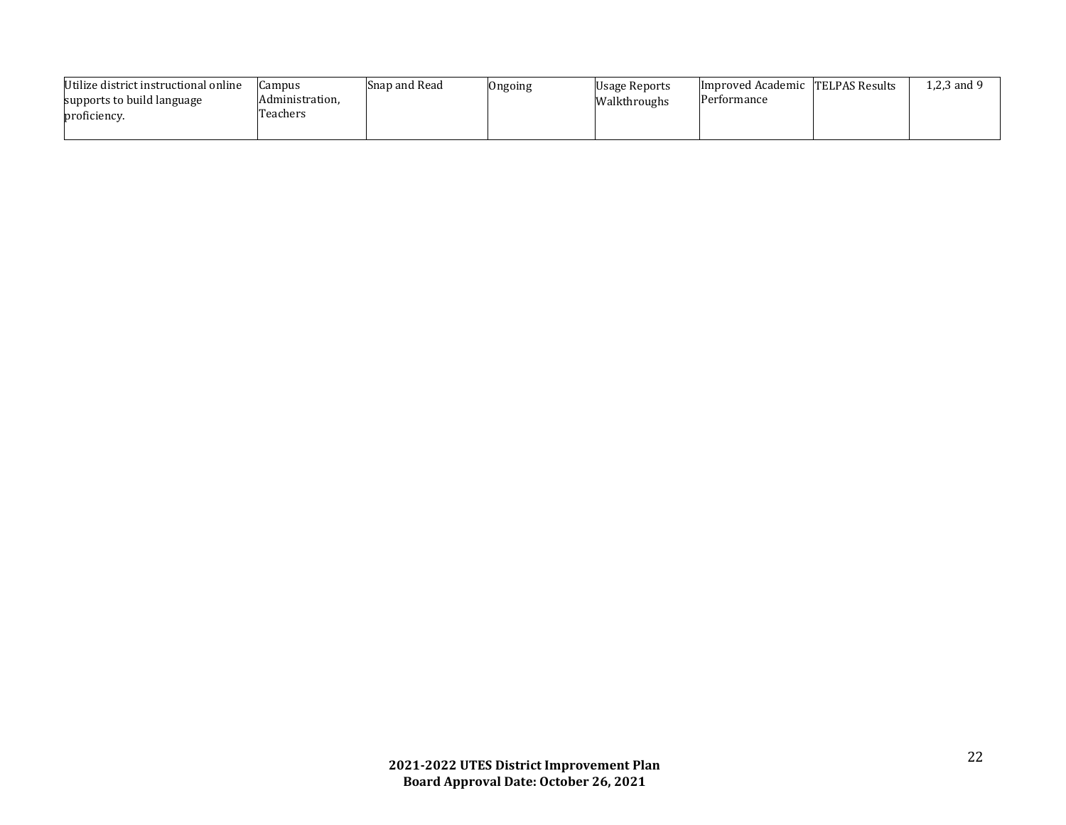| | | | | | | | |
|---|---|---|---|---|---|---|---|
| Utilize district instructional online supports to build language proficiency. | Campus Administration, Teachers | Snap and Read | Ongoing | Usage Reports Walkthroughs | Improved Academic Performance | TELPAS Results | 1,2,3 and 9 |

**2021-2022 UTES District Improvement Plan**
**Board Approval Date: October 26, 2021**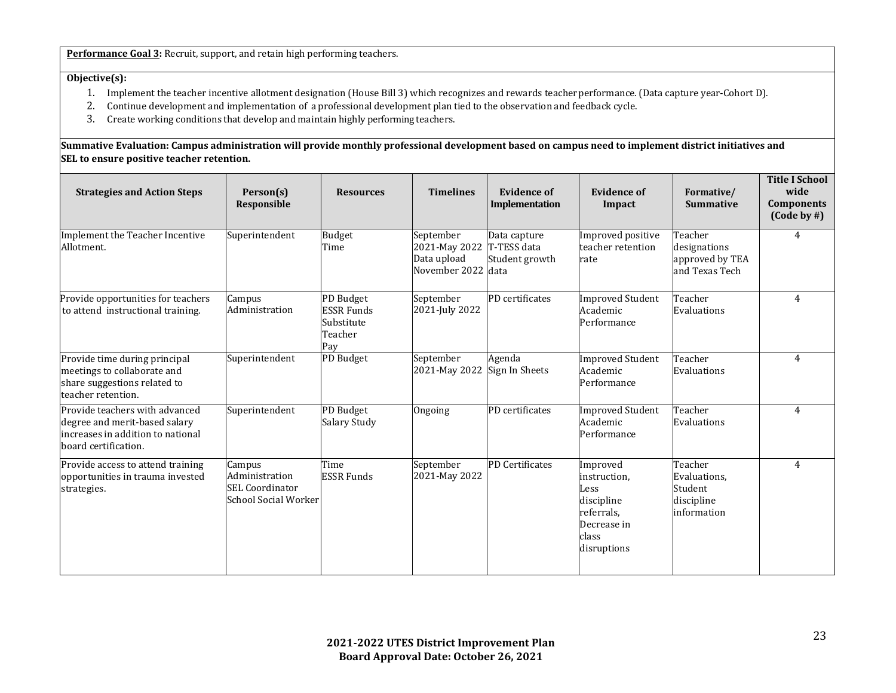**Performance Goal 3:** Recruit, support, and retain high performing teachers.

**Objective(s):**

1. Implement the teacher incentive allotment designation (House Bill 3) which recognizes and rewards teacher performance. (Data capture year-Cohort D).
2. Continue development and implementation of a professional development plan tied to the observation and feedback cycle.
3. Create working conditions that develop and maintain highly performing teachers.

**Summative Evaluation: Campus administration will provide monthly professional development based on campus need to implement district initiatives and SEL to ensure positive teacher retention.**

| Strategies and Action Steps | Person(s) Responsible | Resources | Timelines | Evidence of Implementation | Evidence of Impact | Formative/ Summative | Title I School wide Components (Code by #) |
|---|---|---|---|---|---|---|---|
| Implement the Teacher Incentive Allotment. | Superintendent | Budget<br>Time | September 2021-May 2022<br>Data upload November 2022 | Data capture<br>T-TESS data<br>Student growth data | Improved positive teacher retention rate | Teacher designations approved by TEA and Texas Tech | 4 |
| Provide opportunities for teachers to attend instructional training. | Campus Administration | PD Budget<br>ESSR Funds<br>Substitute Teacher Pay | September 2021-July 2022 | PD certificates | Improved Student Academic Performance | Teacher Evaluations | 4 |
| Provide time during principal meetings to collaborate and share suggestions related to teacher retention. | Superintendent | PD Budget | September 2021-May 2022 | Agenda<br>Sign In Sheets | Improved Student Academic Performance | Teacher Evaluations | 4 |
| Provide teachers with advanced degree and merit-based salary increases in addition to national board certification. | Superintendent | PD Budget<br>Salary Study | Ongoing | PD certificates | Improved Student Academic Performance | Teacher Evaluations | 4 |
| Provide access to attend training opportunities in trauma invested strategies. | Campus Administration<br>SEL Coordinator<br>School Social Worker | Time<br>ESSR Funds | September 2021-May 2022 | PD Certificates | Improved instruction, Less discipline referrals, Decrease in class disruptions | Teacher Evaluations, Student discipline information | 4 |

**2021-2022 UTES District Improvement Plan**
**Board Approval Date: October 26, 2021**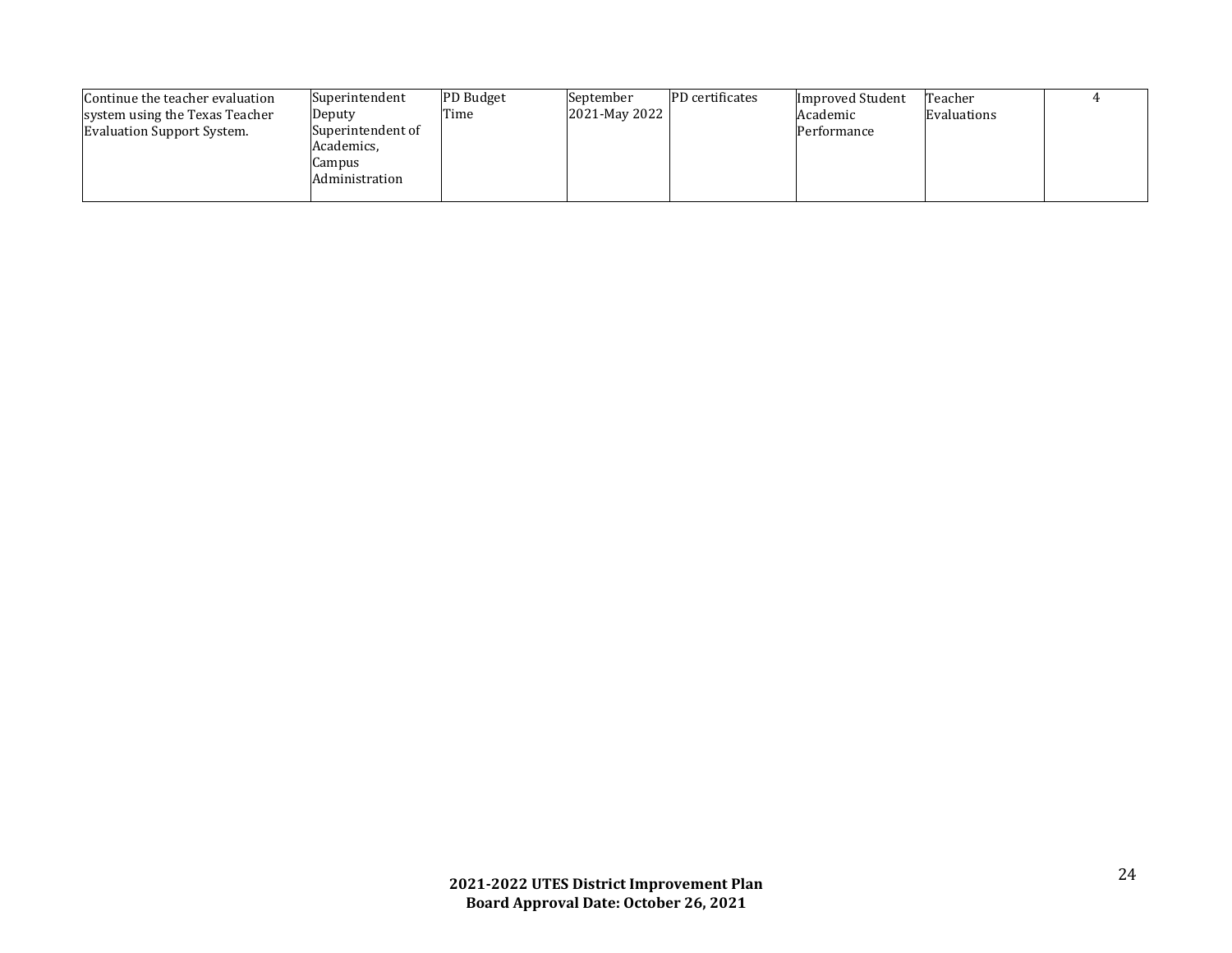| | | | | | | | |
|---|---|---|---|---|---|---|---|
| Continue the teacher evaluation system using the Texas Teacher Evaluation Support System. | Superintendent Deputy Superintendent of Academics, Campus Administration | PD Budget Time | September 2021-May 2022 | PD certificates | Improved Student Academic Performance | Teacher Evaluations | 4 |

**2021-2022 UTES District Improvement Plan**
**Board Approval Date: October 26, 2021**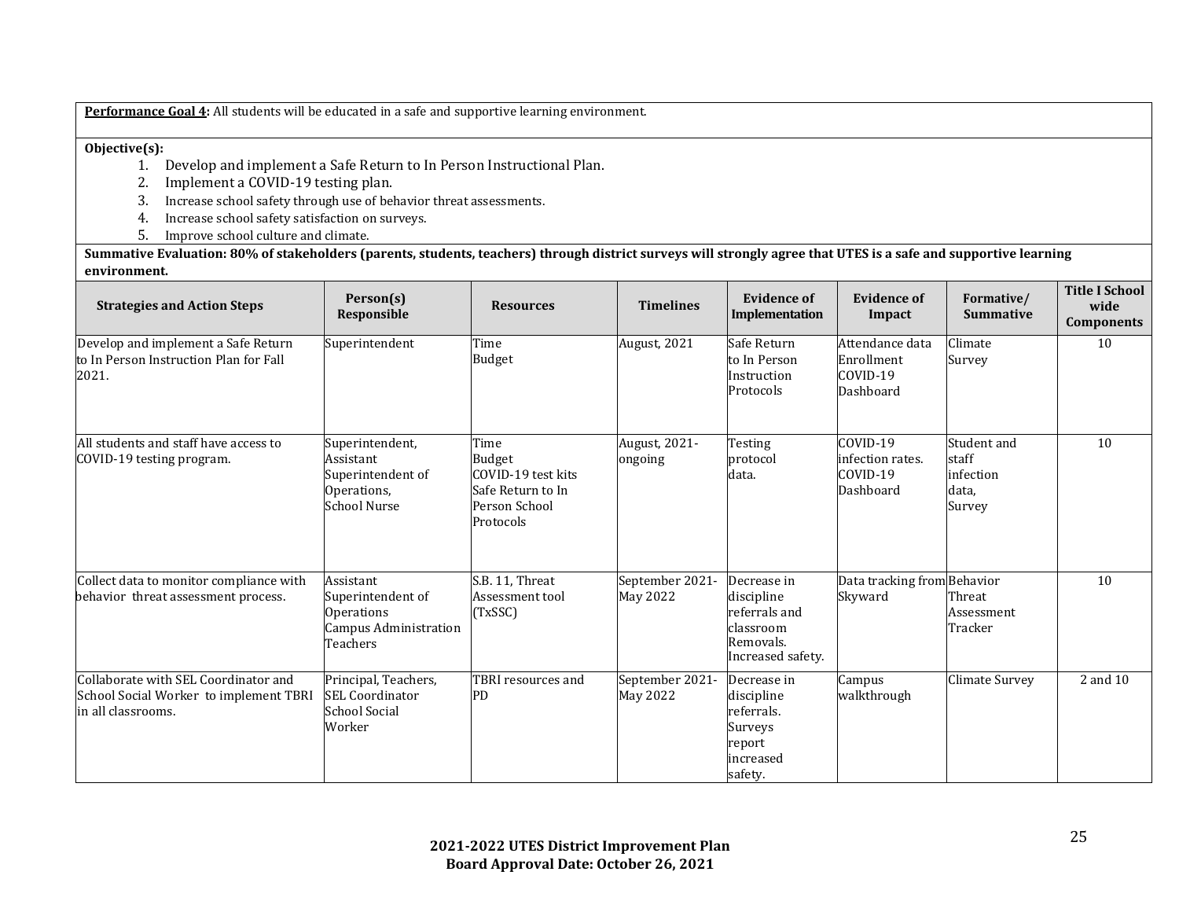**Performance Goal 4:** All students will be educated in a safe and supportive learning environment.

**Objective(s):**

1. Develop and implement a Safe Return to In Person Instructional Plan.
2. Implement a COVID-19 testing plan.
3. Increase school safety through use of behavior threat assessments.
4. Increase school safety satisfaction on surveys.
5. Improve school culture and climate.

**Summative Evaluation: 80% of stakeholders (parents, students, teachers) through district surveys will strongly agree that UTES is a safe and supportive learning environment.**

| Strategies and Action Steps | Person(s) Responsible | Resources | Timelines | Evidence of Implementation | Evidence of Impact | Formative/ Summative | Title I School wide Components |
|---|---|---|---|---|---|---|---|
| Develop and implement a Safe Return to In Person Instruction Plan for Fall 2021. | Superintendent | Time<br>Budget | August, 2021 | Safe Return to In Person Instruction Protocols | Attendance data<br>Enrollment<br>COVID-19 Dashboard | Climate Survey | 10 |
| All students and staff have access to COVID-19 testing program. | Superintendent, Assistant Superintendent of Operations, School Nurse | Time<br>Budget<br>COVID-19 test kits<br>Safe Return to In Person School Protocols | August, 2021-ongoing | Testing protocol data. | COVID-19 infection rates.<br>COVID-19 Dashboard | Student and staff infection data, Survey | 10 |
| Collect data to monitor compliance with behavior threat assessment process. | Assistant Superintendent of Operations<br>Campus Administration<br>Teachers | S.B. 11, Threat Assessment tool (TxSSC) | September 2021-May 2022 | Decrease in discipline referrals and classroom Removals. Increased safety. | Data tracking from Skyward | Behavior Threat Assessment Tracker | 10 |
| Collaborate with SEL Coordinator and School Social Worker to implement TBRI in all classrooms. | Principal, Teachers, SEL Coordinator School Social Worker | TBRI resources and PD | September 2021-May 2022 | Decrease in discipline referrals. Surveys report increased safety. | Campus walkthrough | Climate Survey | 2 and 10 |

**2021-2022 UTES District Improvement Plan**
**Board Approval Date: October 26, 2021**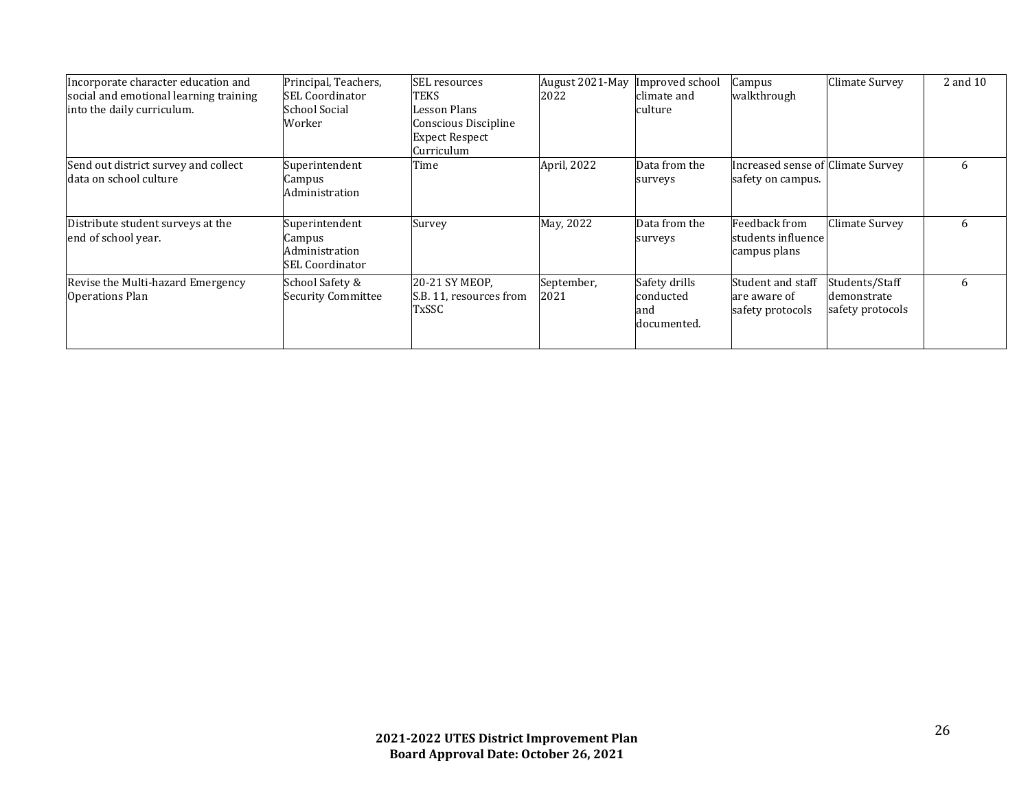| | | | | | | | |
|---|---|---|---|---|---|---|---|
| Incorporate character education and social and emotional learning training into the daily curriculum. | Principal, Teachers, SEL Coordinator School Social Worker | SEL resources TEKS Lesson Plans Conscious Discipline Expect Respect Curriculum | August 2021-May 2022 | Improved school climate and culture | Campus walkthrough | Climate Survey | 2 and 10 |
| Send out district survey and collect data on school culture | Superintendent Campus Administration | Time | April, 2022 | Data from the surveys | Increased sense of safety on campus. | Climate Survey | 6 |
| Distribute student surveys at the end of school year. | Superintendent Campus Administration SEL Coordinator | Survey | May, 2022 | Data from the surveys | Feedback from students influence campus plans | Climate Survey | 6 |
| Revise the Multi-hazard Emergency Operations Plan | School Safety & Security Committee | 20-21 SY MEOP, S.B. 11, resources from TxSSC | September, 2021 | Safety drills conducted and documented. | Student and staff are aware of safety protocols | Students/Staff demonstrate safety protocols | 6 |

**2021-2022 UTES District Improvement Plan**
**Board Approval Date: October 26, 2021**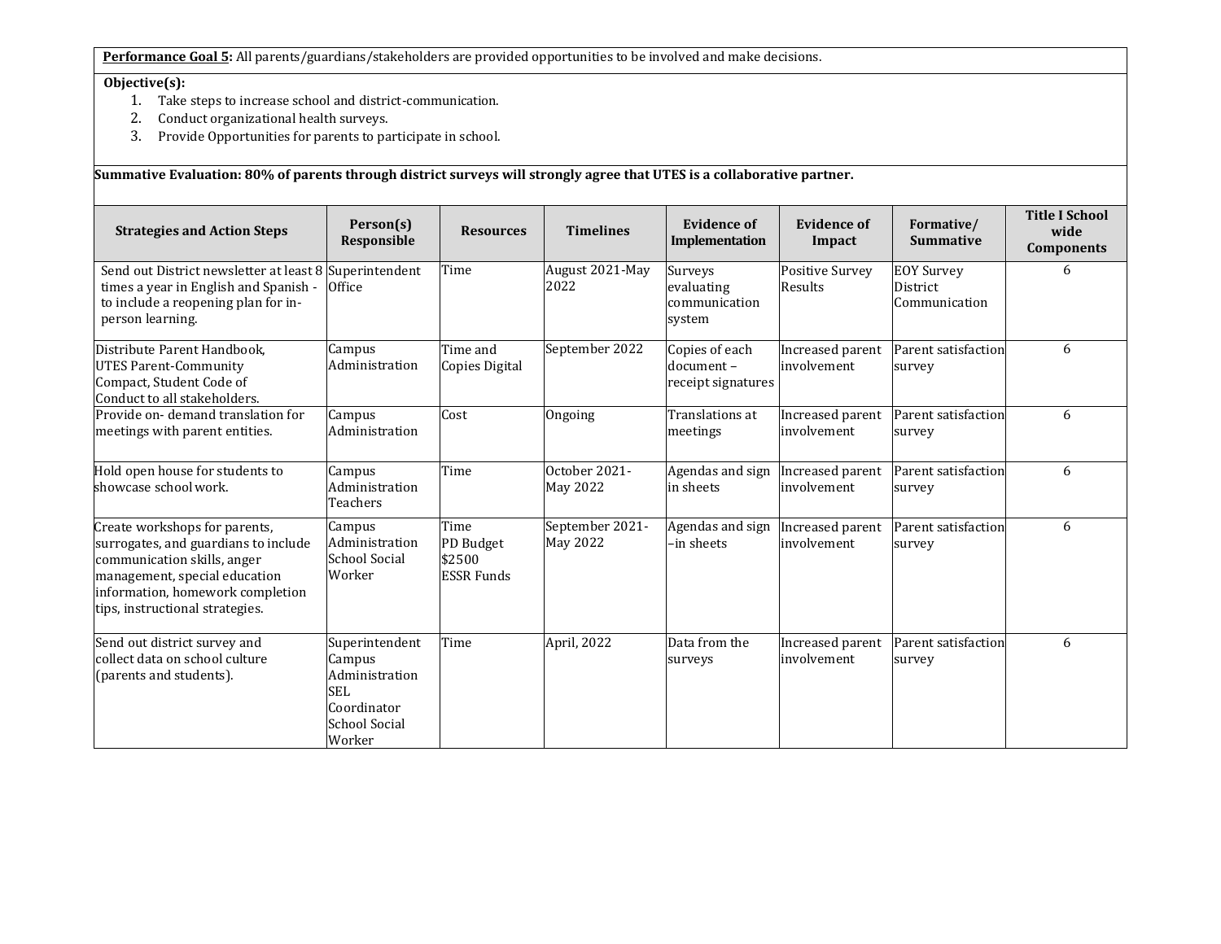**Performance Goal 5:** All parents/guardians/stakeholders are provided opportunities to be involved and make decisions.

**Objective(s):**

1. Take steps to increase school and district-communication.
2. Conduct organizational health surveys.
3. Provide Opportunities for parents to participate in school.

**Summative Evaluation: 80% of parents through district surveys will strongly agree that UTES is a collaborative partner.**

| Strategies and Action Steps | Person(s) Responsible | Resources | Timelines | Evidence of Implementation | Evidence of Impact | Formative/ Summative | Title I School wide Components |
|---|---|---|---|---|---|---|---|
| Send out District newsletter at least 8 times a year in English and Spanish - to include a reopening plan for in-person learning. | Superintendent Office | Time | August 2021-May 2022 | Surveys evaluating communication system | Positive Survey Results | EOY Survey District Communication | 6 |
| Distribute Parent Handbook, UTES Parent-Community Compact, Student Code of Conduct to all stakeholders. | Campus Administration | Time and Copies Digital | September 2022 | Copies of each document – receipt signatures | Increased parent involvement | Parent satisfaction survey | 6 |
| Provide on- demand translation for meetings with parent entities. | Campus Administration | Cost | Ongoing | Translations at meetings | Increased parent involvement | Parent satisfaction survey | 6 |
| Hold open house for students to showcase school work. | Campus Administration Teachers | Time | October 2021-May 2022 | Agendas and sign in sheets | Increased parent involvement | Parent satisfaction survey | 6 |
| Create workshops for parents, surrogates, and guardians to include communication skills, anger management, special education information, homework completion tips, instructional strategies. | Campus Administration School Social Worker | Time PD Budget $2500 ESSR Funds | September 2021-May 2022 | Agendas and sign –in sheets | Increased parent involvement | Parent satisfaction survey | 6 |
| Send out district survey and collect data on school culture (parents and students). | Superintendent Campus Administration SEL Coordinator School Social Worker | Time | April, 2022 | Data from the surveys | Increased parent involvement | Parent satisfaction survey | 6 |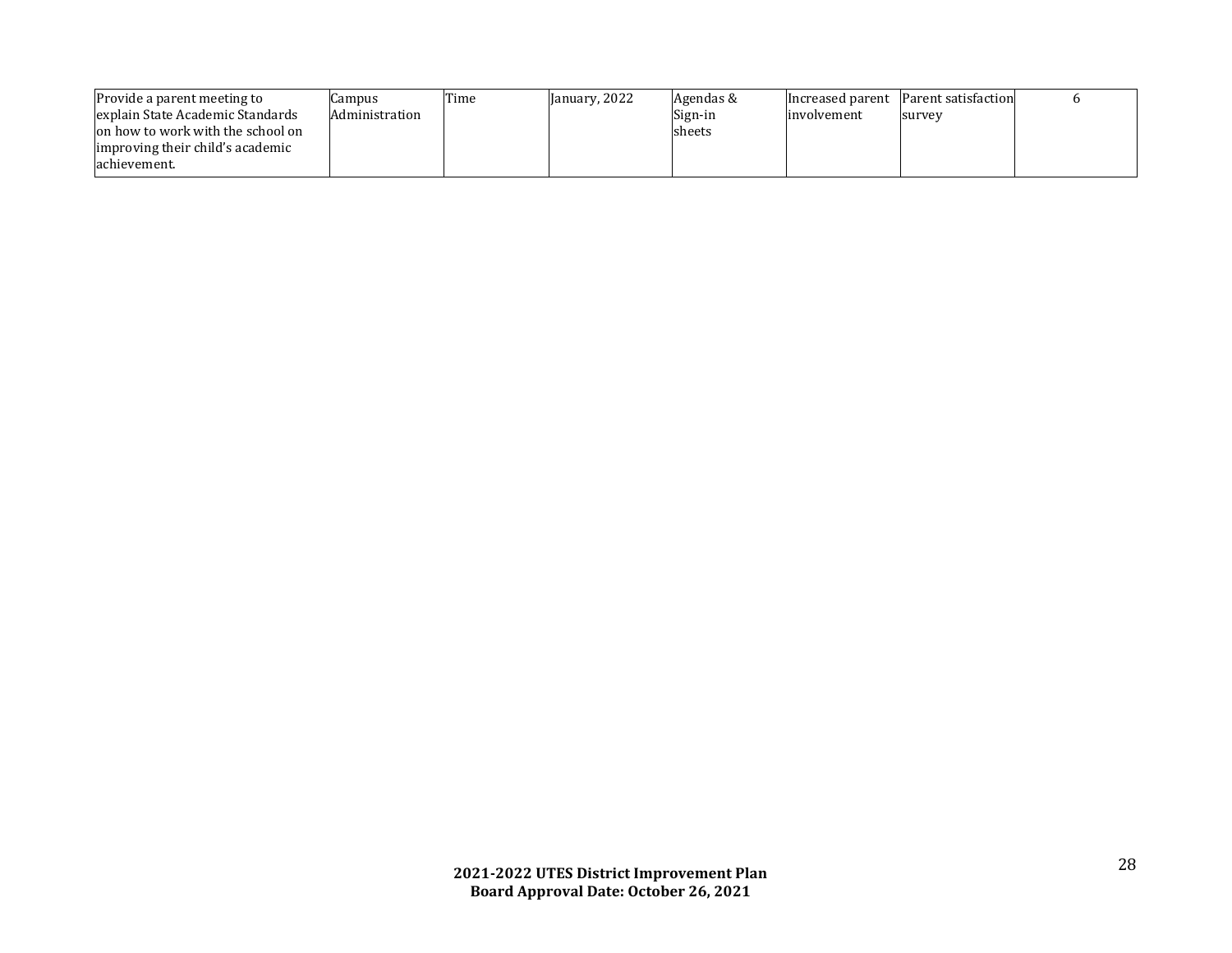| | | | | | | | |
|---|---|---|---|---|---|---|---|
| Provide a parent meeting to explain State Academic Standards on how to work with the school on improving their child's academic achievement. | Campus Administration | Time | January, 2022 | Agendas & Sign-in sheets | Increased parent involvement | Parent satisfaction survey | 6 |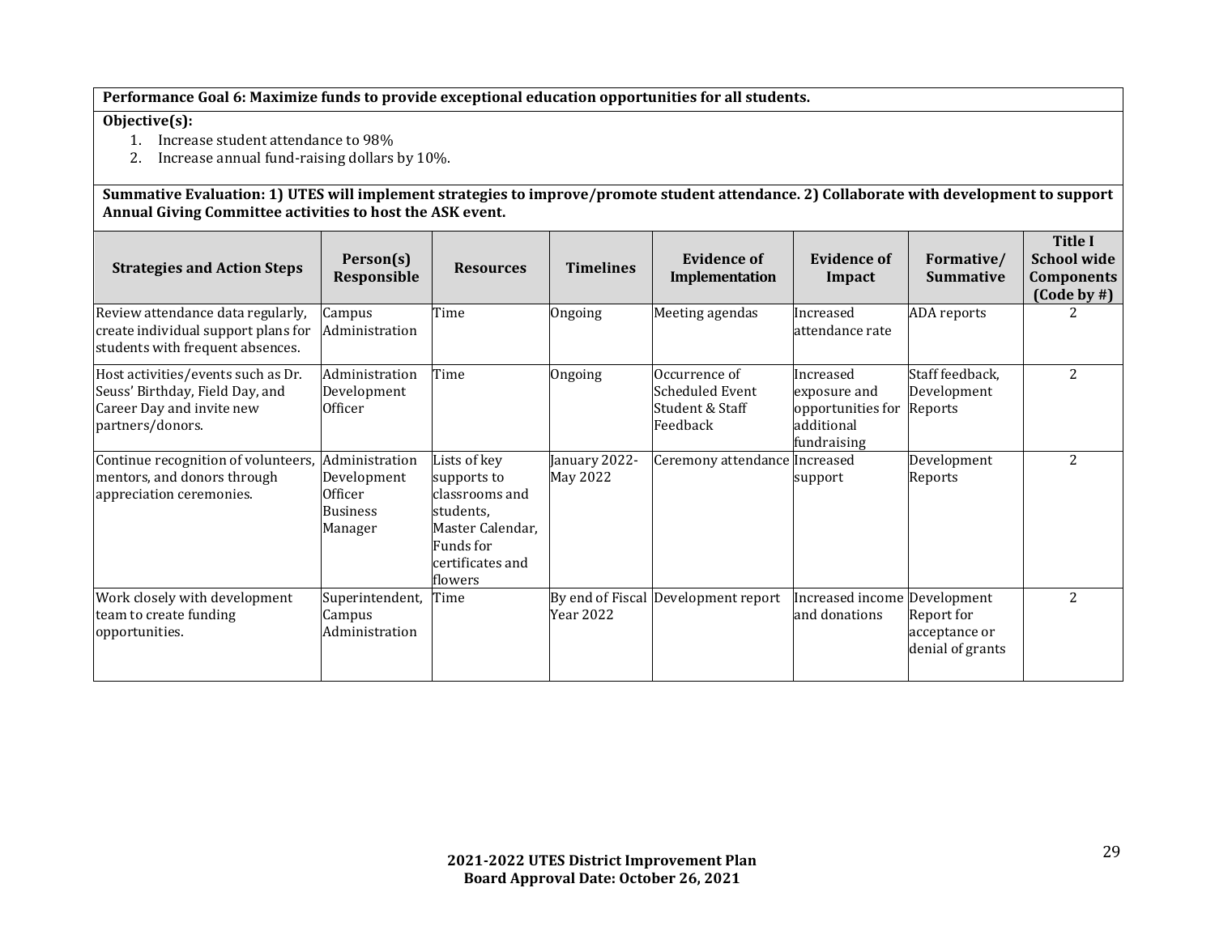**Performance Goal 6: Maximize funds to provide exceptional education opportunities for all students.**

**Objective(s):**

1. Increase student attendance to 98%
2. Increase annual fund-raising dollars by 10%.

**Summative Evaluation: 1) UTES will implement strategies to improve/promote student attendance. 2) Collaborate with development to support Annual Giving Committee activities to host the ASK event.**

| Strategies and Action Steps | Person(s) Responsible | Resources | Timelines | Evidence of Implementation | Evidence of Impact | Formative/ Summative | Title I School wide Components (Code by #) |
|---|---|---|---|---|---|---|---|
| Review attendance data regularly, create individual support plans for students with frequent absences. | Campus Administration | Time | Ongoing | Meeting agendas | Increased attendance rate | ADA reports | 2 |
| Host activities/events such as Dr. Seuss' Birthday, Field Day, and Career Day and invite new partners/donors. | Administration Development Officer | Time | Ongoing | Occurrence of Scheduled Event Student & Staff Feedback | Increased exposure and opportunities for additional fundraising | Staff feedback, Development Reports | 2 |
| Continue recognition of volunteers, mentors, and donors through appreciation ceremonies. | Administration Development Officer Business Manager | Lists of key supports to classrooms and students, Master Calendar, Funds for certificates and flowers | January 2022-May 2022 | Ceremony attendance | Increased support | Development Reports | 2 |
| Work closely with development team to create funding opportunities. | Superintendent, Campus Administration | Time | By end of Fiscal Year 2022 | Development report | Increased income and donations | Development Report for acceptance or denial of grants | 2 |

**2021-2022 UTES District Improvement Plan**
**Board Approval Date: October 26, 2021**